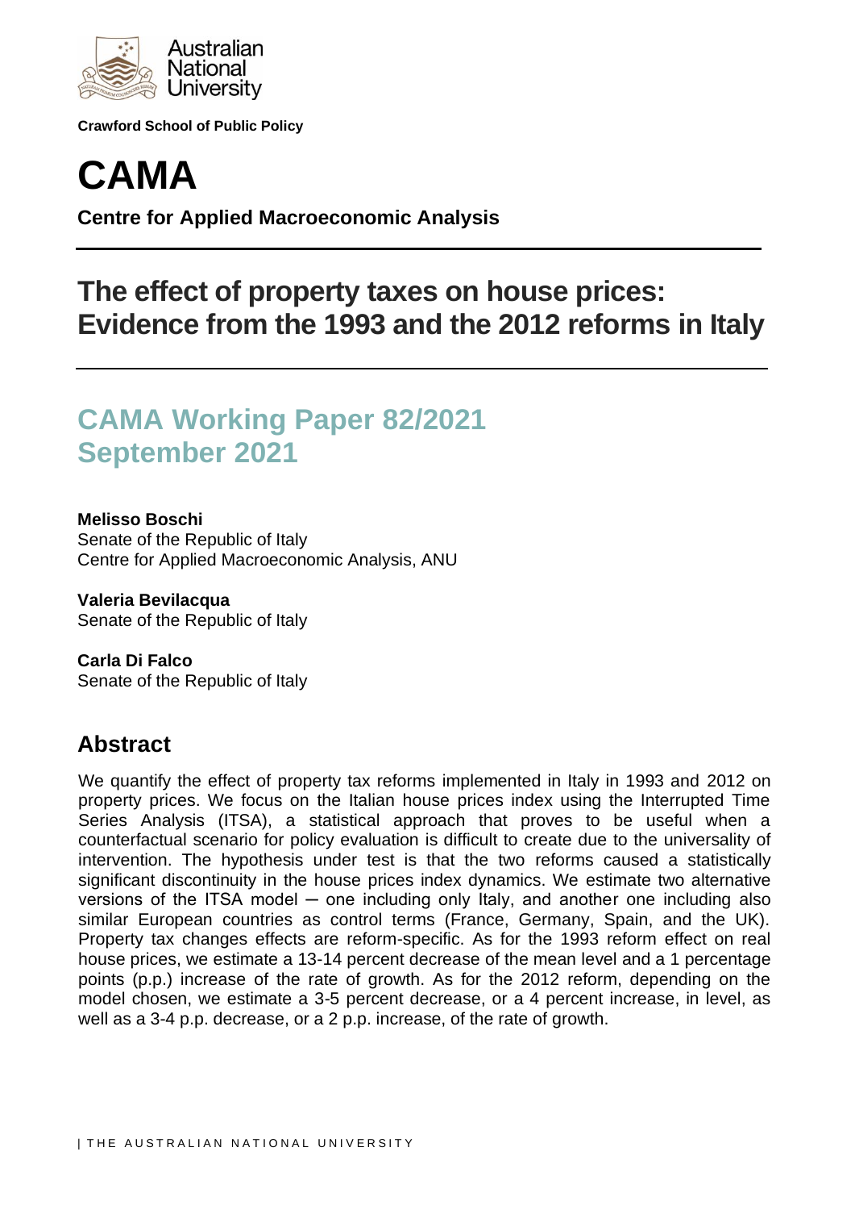Australian National University

**Crawford School of Public Policy**

# CAMA

**Centre for Applied Macroeconomic Analysis**

# The effect of property taxes on house prices: Evidence from the 1993 and the 2012 reforms in Italy

## CAMA Working Paper 82/2021
## September 2021

**Melisso Boschi**
Senate of the Republic of Italy
Centre for Applied Macroeconomic Analysis, ANU

**Valeria Bevilacqua**
Senate of the Republic of Italy

**Carla Di Falco**
Senate of the Republic of Italy

## Abstract

We quantify the effect of property tax reforms implemented in Italy in 1993 and 2012 on property prices. We focus on the Italian house prices index using the Interrupted Time Series Analysis (ITSA), a statistical approach that proves to be useful when a counterfactual scenario for policy evaluation is difficult to create due to the universality of intervention. The hypothesis under test is that the two reforms caused a statistically significant discontinuity in the house prices index dynamics. We estimate two alternative versions of the ITSA model ─ one including only Italy, and another one including also similar European countries as control terms (France, Germany, Spain, and the UK). Property tax changes effects are reform-specific. As for the 1993 reform effect on real house prices, we estimate a 13-14 percent decrease of the mean level and a 1 percentage points (p.p.) increase of the rate of growth. As for the 2012 reform, depending on the model chosen, we estimate a 3-5 percent decrease, or a 4 percent increase, in level, as well as a 3-4 p.p. decrease, or a 2 p.p. increase, of the rate of growth.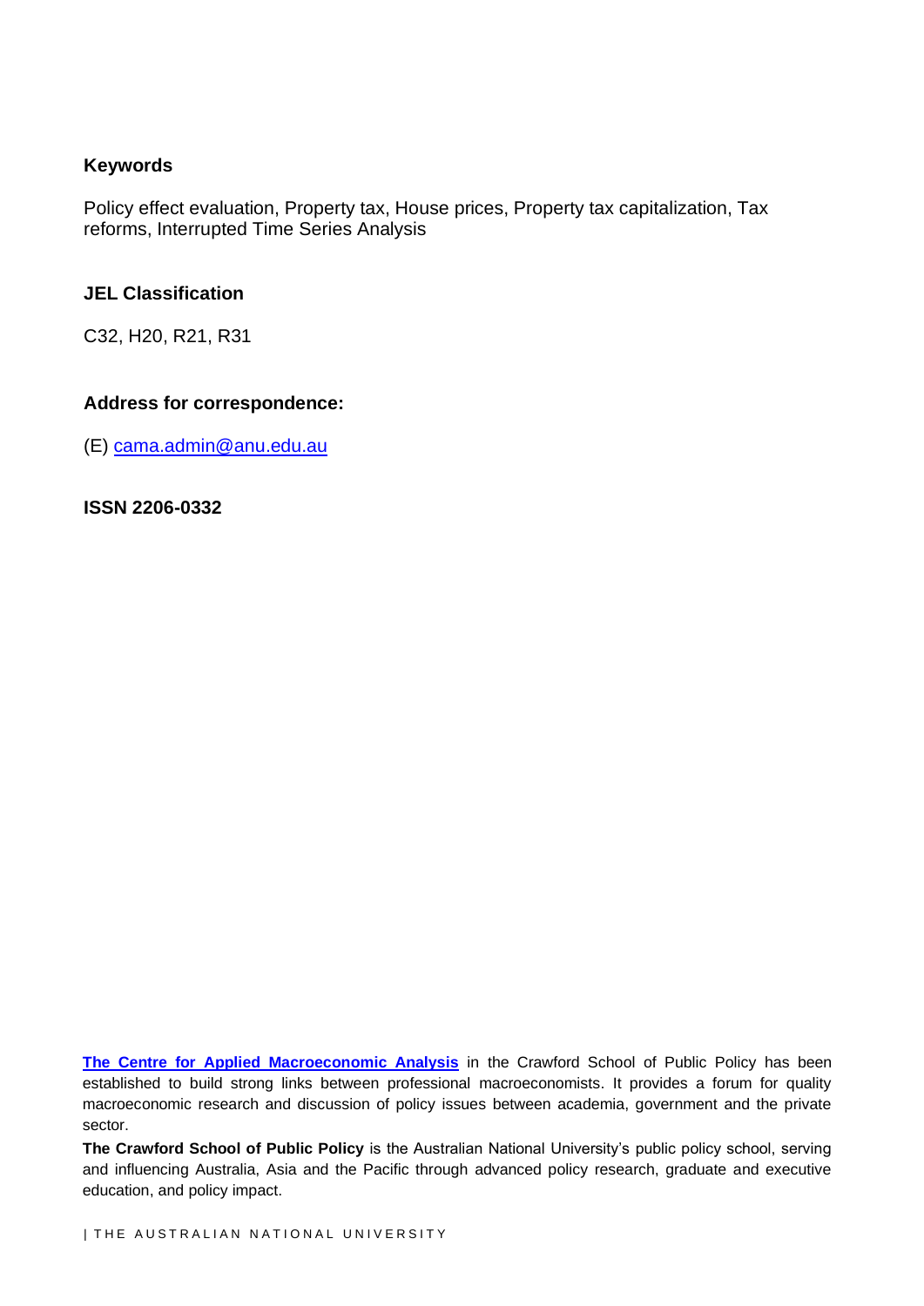### Keywords

Policy effect evaluation, Property tax, House prices, Property tax capitalization, Tax reforms, Interrupted Time Series Analysis

### JEL Classification

C32, H20, R21, R31

### Address for correspondence:

(E) cama.admin@anu.edu.au

**ISSN 2206-0332**

**The Centre for Applied Macroeconomic Analysis** in the Crawford School of Public Policy has been established to build strong links between professional macroeconomists. It provides a forum for quality macroeconomic research and discussion of policy issues between academia, government and the private sector.

**The Crawford School of Public Policy** is the Australian National University's public policy school, serving and influencing Australia, Asia and the Pacific through advanced policy research, graduate and executive education, and policy impact.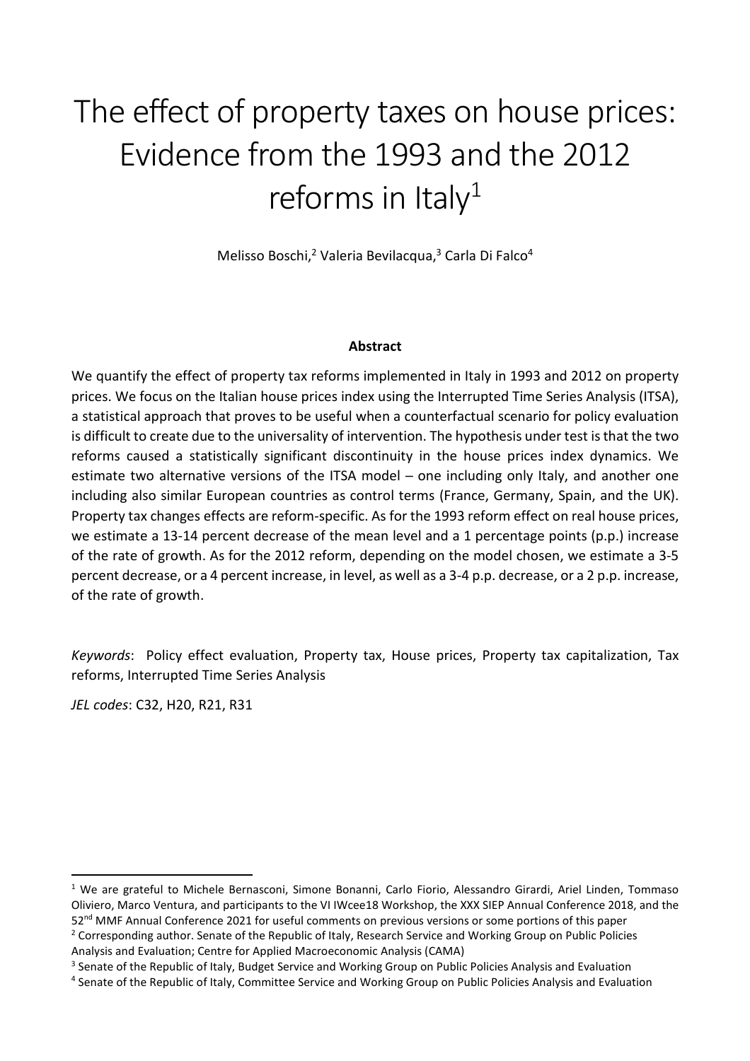# The effect of property taxes on house prices: Evidence from the 1993 and the 2012 reforms in Italy[1]

Melisso Boschi,[2] Valeria Bevilacqua,[3] Carla Di Falco[4]

**Abstract**

We quantify the effect of property tax reforms implemented in Italy in 1993 and 2012 on property prices. We focus on the Italian house prices index using the Interrupted Time Series Analysis (ITSA), a statistical approach that proves to be useful when a counterfactual scenario for policy evaluation is difficult to create due to the universality of intervention. The hypothesis under test is that the two reforms caused a statistically significant discontinuity in the house prices index dynamics. We estimate two alternative versions of the ITSA model – one including only Italy, and another one including also similar European countries as control terms (France, Germany, Spain, and the UK). Property tax changes effects are reform-specific. As for the 1993 reform effect on real house prices, we estimate a 13-14 percent decrease of the mean level and a 1 percentage points (p.p.) increase of the rate of growth. As for the 2012 reform, depending on the model chosen, we estimate a 3-5 percent decrease, or a 4 percent increase, in level, as well as a 3-4 p.p. decrease, or a 2 p.p. increase, of the rate of growth.

*Keywords*: Policy effect evaluation, Property tax, House prices, Property tax capitalization, Tax reforms, Interrupted Time Series Analysis

*JEL codes*: C32, H20, R21, R31

---

[1] We are grateful to Michele Bernasconi, Simone Bonanni, Carlo Fiorio, Alessandro Girardi, Ariel Linden, Tommaso Oliviero, Marco Ventura, and participants to the VI IWcee18 Workshop, the XXX SIEP Annual Conference 2018, and the 52nd MMF Annual Conference 2021 for useful comments on previous versions or some portions of this paper

[2] Corresponding author. Senate of the Republic of Italy, Research Service and Working Group on Public Policies Analysis and Evaluation; Centre for Applied Macroeconomic Analysis (CAMA)

[3] Senate of the Republic of Italy, Budget Service and Working Group on Public Policies Analysis and Evaluation

[4] Senate of the Republic of Italy, Committee Service and Working Group on Public Policies Analysis and Evaluation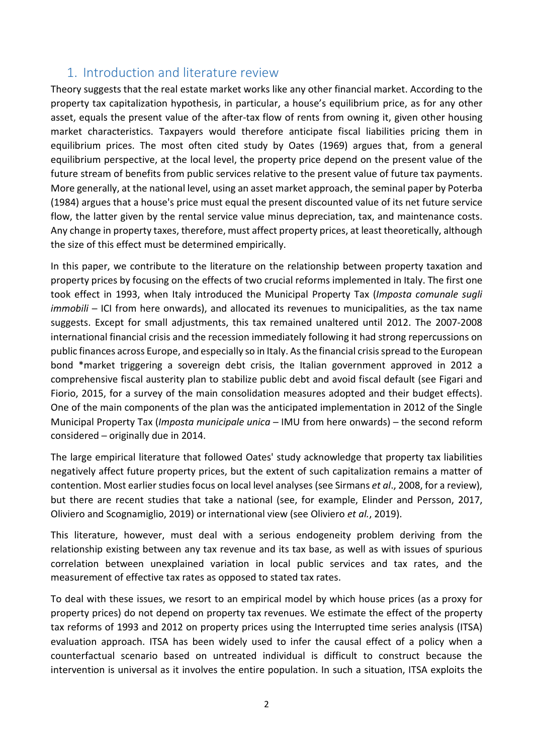## 1. Introduction and literature review

Theory suggests that the real estate market works like any other financial market. According to the property tax capitalization hypothesis, in particular, a house's equilibrium price, as for any other asset, equals the present value of the after-tax flow of rents from owning it, given other housing market characteristics. Taxpayers would therefore anticipate fiscal liabilities pricing them in equilibrium prices. The most often cited study by Oates (1969) argues that, from a general equilibrium perspective, at the local level, the property price depend on the present value of the future stream of benefits from public services relative to the present value of future tax payments. More generally, at the national level, using an asset market approach, the seminal paper by Poterba (1984) argues that a house's price must equal the present discounted value of its net future service flow, the latter given by the rental service value minus depreciation, tax, and maintenance costs. Any change in property taxes, therefore, must affect property prices, at least theoretically, although the size of this effect must be determined empirically.

In this paper, we contribute to the literature on the relationship between property taxation and property prices by focusing on the effects of two crucial reforms implemented in Italy. The first one took effect in 1993, when Italy introduced the Municipal Property Tax (*Imposta comunale sugli immobili* – ICI from here onwards), and allocated its revenues to municipalities, as the tax name suggests. Except for small adjustments, this tax remained unaltered until 2012. The 2007-2008 international financial crisis and the recession immediately following it had strong repercussions on public finances across Europe, and especially so in Italy. As the financial crisis spread to the European bond *market triggering a sovereign debt crisis, the Italian government approved in 2012 a comprehensive fiscal austerity plan to stabilize public debt and avoid fiscal default (see Figari and Fiorio, 2015, for a survey of the main consolidation measures adopted and their budget effects). One of the main components of the plan was the anticipated implementation in 2012 of the Single Municipal Property Tax (*Imposta municipale unica* – IMU from here onwards) – the second reform considered – originally due in 2014.

The large empirical literature that followed Oates' study acknowledge that property tax liabilities negatively affect future property prices, but the extent of such capitalization remains a matter of contention. Most earlier studies focus on local level analyses (see Sirmans *et al*., 2008, for a review), but there are recent studies that take a national (see, for example, Elinder and Persson, 2017, Oliviero and Scognamiglio, 2019) or international view (see Oliviero *et al.*, 2019).

This literature, however, must deal with a serious endogeneity problem deriving from the relationship existing between any tax revenue and its tax base, as well as with issues of spurious correlation between unexplained variation in local public services and tax rates, and the measurement of effective tax rates as opposed to stated tax rates.

To deal with these issues, we resort to an empirical model by which house prices (as a proxy for property prices) do not depend on property tax revenues. We estimate the effect of the property tax reforms of 1993 and 2012 on property prices using the Interrupted time series analysis (ITSA) evaluation approach. ITSA has been widely used to infer the causal effect of a policy when a counterfactual scenario based on untreated individual is difficult to construct because the intervention is universal as it involves the entire population. In such a situation, ITSA exploits the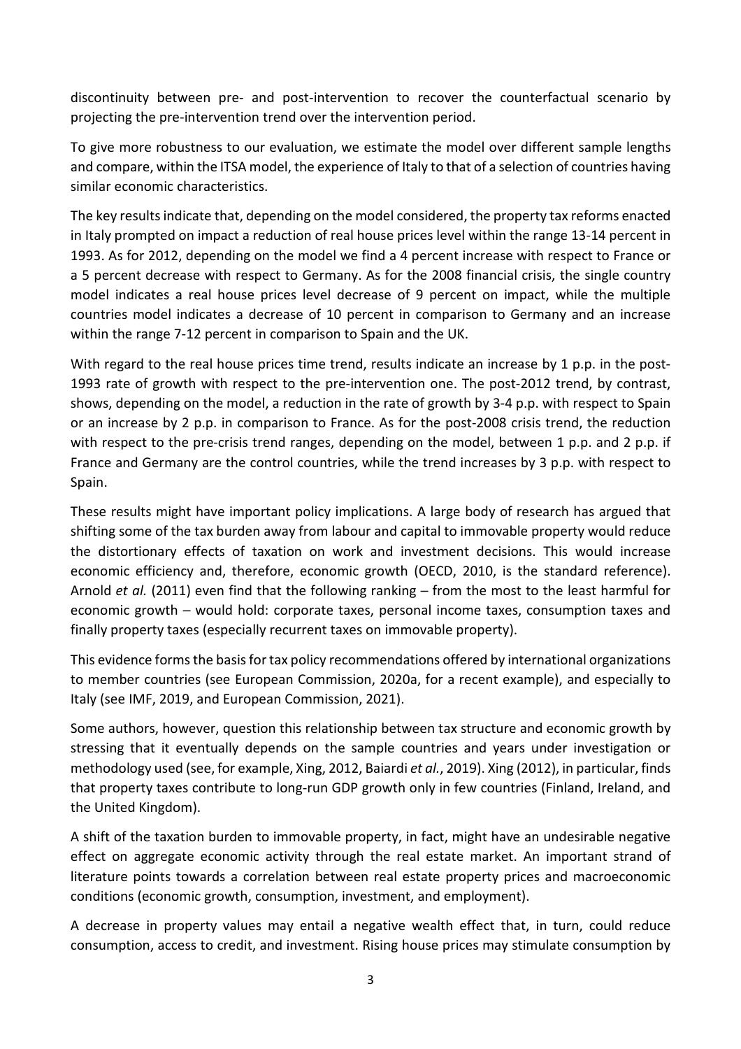discontinuity between pre- and post-intervention to recover the counterfactual scenario by projecting the pre-intervention trend over the intervention period.

To give more robustness to our evaluation, we estimate the model over different sample lengths and compare, within the ITSA model, the experience of Italy to that of a selection of countries having similar economic characteristics.

The key results indicate that, depending on the model considered, the property tax reforms enacted in Italy prompted on impact a reduction of real house prices level within the range 13-14 percent in 1993. As for 2012, depending on the model we find a 4 percent increase with respect to France or a 5 percent decrease with respect to Germany. As for the 2008 financial crisis, the single country model indicates a real house prices level decrease of 9 percent on impact, while the multiple countries model indicates a decrease of 10 percent in comparison to Germany and an increase within the range 7-12 percent in comparison to Spain and the UK.

With regard to the real house prices time trend, results indicate an increase by 1 p.p. in the post-1993 rate of growth with respect to the pre-intervention one. The post-2012 trend, by contrast, shows, depending on the model, a reduction in the rate of growth by 3-4 p.p. with respect to Spain or an increase by 2 p.p. in comparison to France. As for the post-2008 crisis trend, the reduction with respect to the pre-crisis trend ranges, depending on the model, between 1 p.p. and 2 p.p. if France and Germany are the control countries, while the trend increases by 3 p.p. with respect to Spain.

These results might have important policy implications. A large body of research has argued that shifting some of the tax burden away from labour and capital to immovable property would reduce the distortionary effects of taxation on work and investment decisions. This would increase economic efficiency and, therefore, economic growth (OECD, 2010, is the standard reference). Arnold *et al.* (2011) even find that the following ranking – from the most to the least harmful for economic growth – would hold: corporate taxes, personal income taxes, consumption taxes and finally property taxes (especially recurrent taxes on immovable property).

This evidence forms the basis for tax policy recommendations offered by international organizations to member countries (see European Commission, 2020a, for a recent example), and especially to Italy (see IMF, 2019, and European Commission, 2021).

Some authors, however, question this relationship between tax structure and economic growth by stressing that it eventually depends on the sample countries and years under investigation or methodology used (see, for example, Xing, 2012, Baiardi *et al.*, 2019). Xing (2012), in particular, finds that property taxes contribute to long-run GDP growth only in few countries (Finland, Ireland, and the United Kingdom).

A shift of the taxation burden to immovable property, in fact, might have an undesirable negative effect on aggregate economic activity through the real estate market. An important strand of literature points towards a correlation between real estate property prices and macroeconomic conditions (economic growth, consumption, investment, and employment).

A decrease in property values may entail a negative wealth effect that, in turn, could reduce consumption, access to credit, and investment. Rising house prices may stimulate consumption by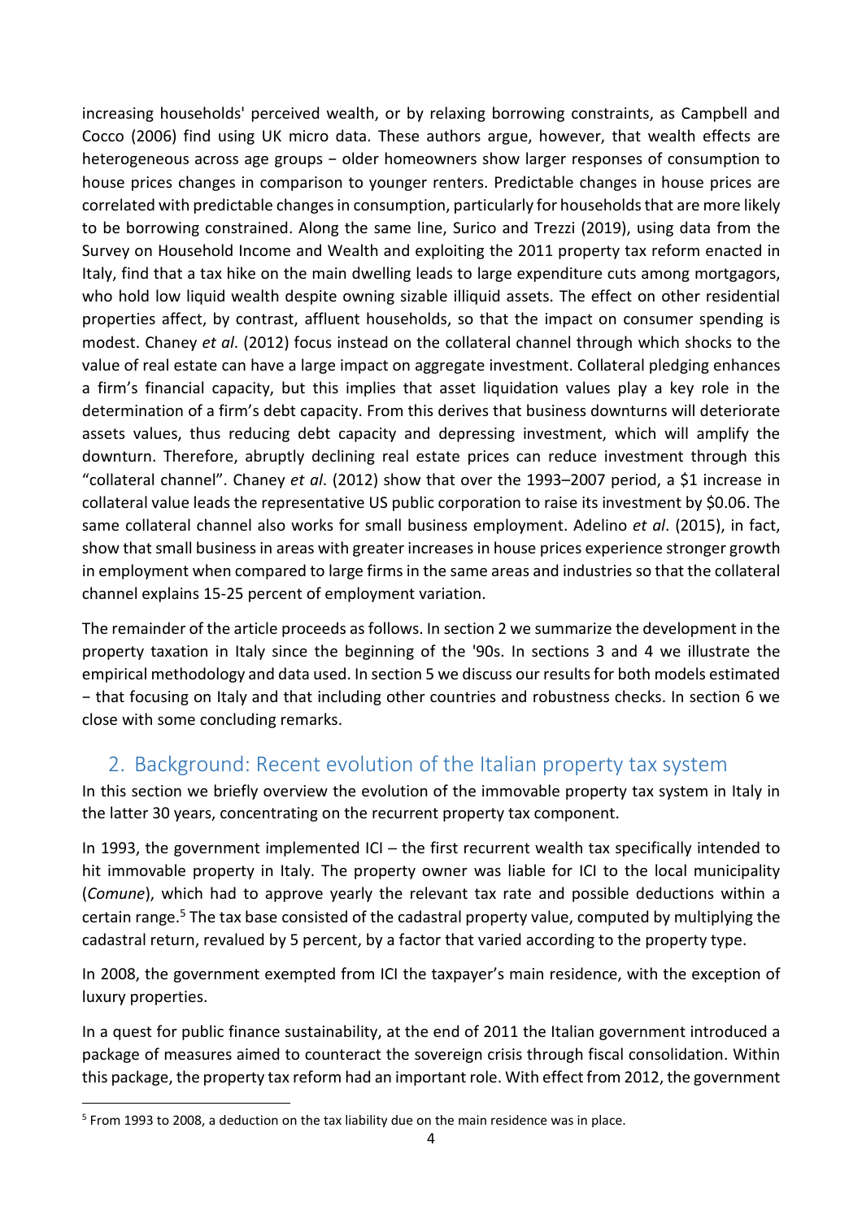increasing households' perceived wealth, or by relaxing borrowing constraints, as Campbell and Cocco (2006) find using UK micro data. These authors argue, however, that wealth effects are heterogeneous across age groups − older homeowners show larger responses of consumption to house prices changes in comparison to younger renters. Predictable changes in house prices are correlated with predictable changes in consumption, particularly for households that are more likely to be borrowing constrained. Along the same line, Surico and Trezzi (2019), using data from the Survey on Household Income and Wealth and exploiting the 2011 property tax reform enacted in Italy, find that a tax hike on the main dwelling leads to large expenditure cuts among mortgagors, who hold low liquid wealth despite owning sizable illiquid assets. The effect on other residential properties affect, by contrast, affluent households, so that the impact on consumer spending is modest. Chaney *et al*. (2012) focus instead on the collateral channel through which shocks to the value of real estate can have a large impact on aggregate investment. Collateral pledging enhances a firm's financial capacity, but this implies that asset liquidation values play a key role in the determination of a firm's debt capacity. From this derives that business downturns will deteriorate assets values, thus reducing debt capacity and depressing investment, which will amplify the downturn. Therefore, abruptly declining real estate prices can reduce investment through this "collateral channel". Chaney *et al*. (2012) show that over the 1993–2007 period, a $1 increase in collateral value leads the representative US public corporation to raise its investment by $0.06. The same collateral channel also works for small business employment. Adelino *et al*. (2015), in fact, show that small business in areas with greater increases in house prices experience stronger growth in employment when compared to large firms in the same areas and industries so that the collateral channel explains 15-25 percent of employment variation.

The remainder of the article proceeds as follows. In section 2 we summarize the development in the property taxation in Italy since the beginning of the '90s. In sections 3 and 4 we illustrate the empirical methodology and data used. In section 5 we discuss our results for both models estimated − that focusing on Italy and that including other countries and robustness checks. In section 6 we close with some concluding remarks.

## 2. Background: Recent evolution of the Italian property tax system

In this section we briefly overview the evolution of the immovable property tax system in Italy in the latter 30 years, concentrating on the recurrent property tax component.

In 1993, the government implemented ICI – the first recurrent wealth tax specifically intended to hit immovable property in Italy. The property owner was liable for ICI to the local municipality (*Comune*), which had to approve yearly the relevant tax rate and possible deductions within a certain range.[5] The tax base consisted of the cadastral property value, computed by multiplying the cadastral return, revalued by 5 percent, by a factor that varied according to the property type.

In 2008, the government exempted from ICI the taxpayer's main residence, with the exception of luxury properties.

In a quest for public finance sustainability, at the end of 2011 the Italian government introduced a package of measures aimed to counteract the sovereign crisis through fiscal consolidation. Within this package, the property tax reform had an important role. With effect from 2012, the government

[5] From 1993 to 2008, a deduction on the tax liability due on the main residence was in place.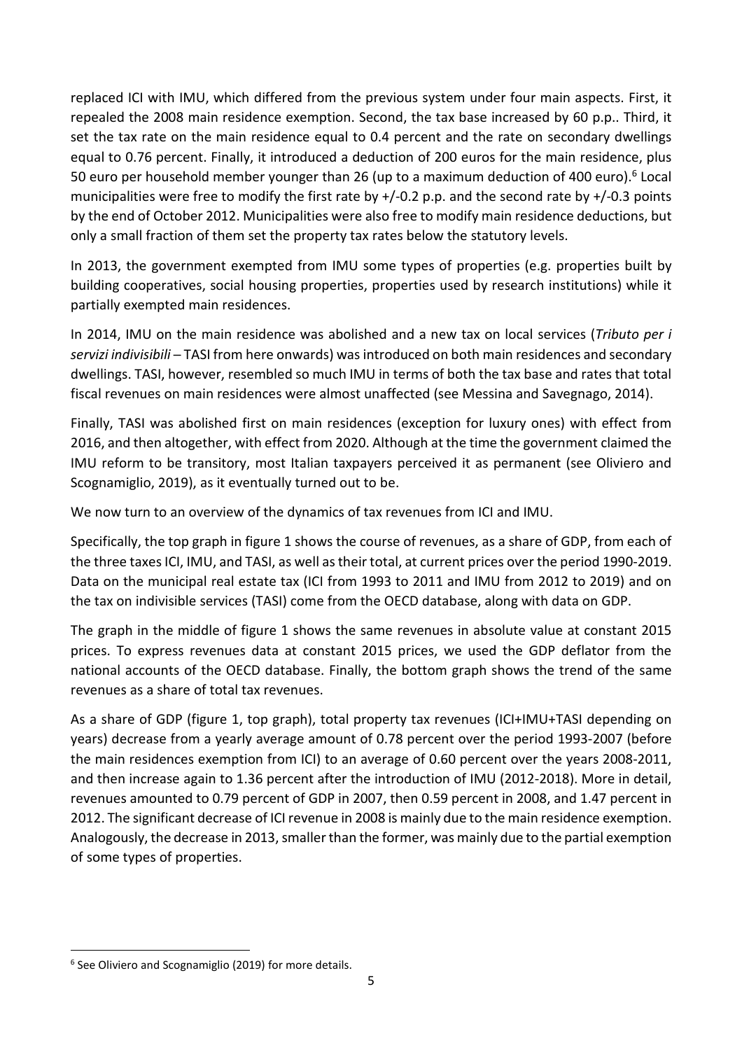replaced ICI with IMU, which differed from the previous system under four main aspects. First, it repealed the 2008 main residence exemption. Second, the tax base increased by 60 p.p.. Third, it set the tax rate on the main residence equal to 0.4 percent and the rate on secondary dwellings equal to 0.76 percent. Finally, it introduced a deduction of 200 euros for the main residence, plus 50 euro per household member younger than 26 (up to a maximum deduction of 400 euro).[6] Local municipalities were free to modify the first rate by +/-0.2 p.p. and the second rate by +/-0.3 points by the end of October 2012. Municipalities were also free to modify main residence deductions, but only a small fraction of them set the property tax rates below the statutory levels.

In 2013, the government exempted from IMU some types of properties (e.g. properties built by building cooperatives, social housing properties, properties used by research institutions) while it partially exempted main residences.

In 2014, IMU on the main residence was abolished and a new tax on local services (*Tributo per i servizi indivisibili* – TASI from here onwards) was introduced on both main residences and secondary dwellings. TASI, however, resembled so much IMU in terms of both the tax base and rates that total fiscal revenues on main residences were almost unaffected (see Messina and Savegnago, 2014).

Finally, TASI was abolished first on main residences (exception for luxury ones) with effect from 2016, and then altogether, with effect from 2020. Although at the time the government claimed the IMU reform to be transitory, most Italian taxpayers perceived it as permanent (see Oliviero and Scognamiglio, 2019), as it eventually turned out to be.

We now turn to an overview of the dynamics of tax revenues from ICI and IMU.

Specifically, the top graph in figure 1 shows the course of revenues, as a share of GDP, from each of the three taxes ICI, IMU, and TASI, as well as their total, at current prices over the period 1990-2019. Data on the municipal real estate tax (ICI from 1993 to 2011 and IMU from 2012 to 2019) and on the tax on indivisible services (TASI) come from the OECD database, along with data on GDP.

The graph in the middle of figure 1 shows the same revenues in absolute value at constant 2015 prices. To express revenues data at constant 2015 prices, we used the GDP deflator from the national accounts of the OECD database. Finally, the bottom graph shows the trend of the same revenues as a share of total tax revenues.

As a share of GDP (figure 1, top graph), total property tax revenues (ICI+IMU+TASI depending on years) decrease from a yearly average amount of 0.78 percent over the period 1993-2007 (before the main residences exemption from ICI) to an average of 0.60 percent over the years 2008-2011, and then increase again to 1.36 percent after the introduction of IMU (2012-2018). More in detail, revenues amounted to 0.79 percent of GDP in 2007, then 0.59 percent in 2008, and 1.47 percent in 2012. The significant decrease of ICI revenue in 2008 is mainly due to the main residence exemption. Analogously, the decrease in 2013, smaller than the former, was mainly due to the partial exemption of some types of properties.

[6] See Oliviero and Scognamiglio (2019) for more details.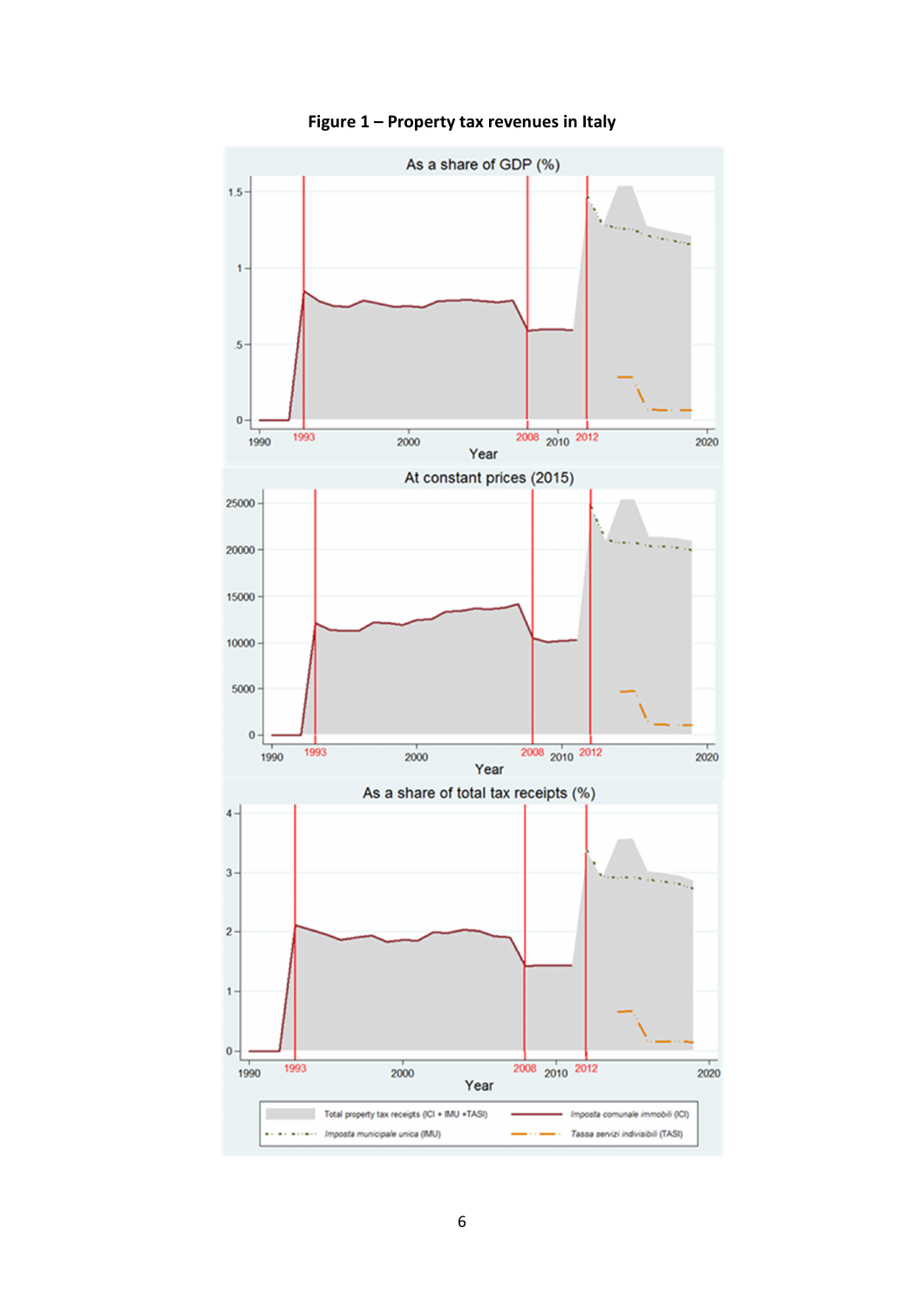**Figure 1 – Property tax revenues in Italy**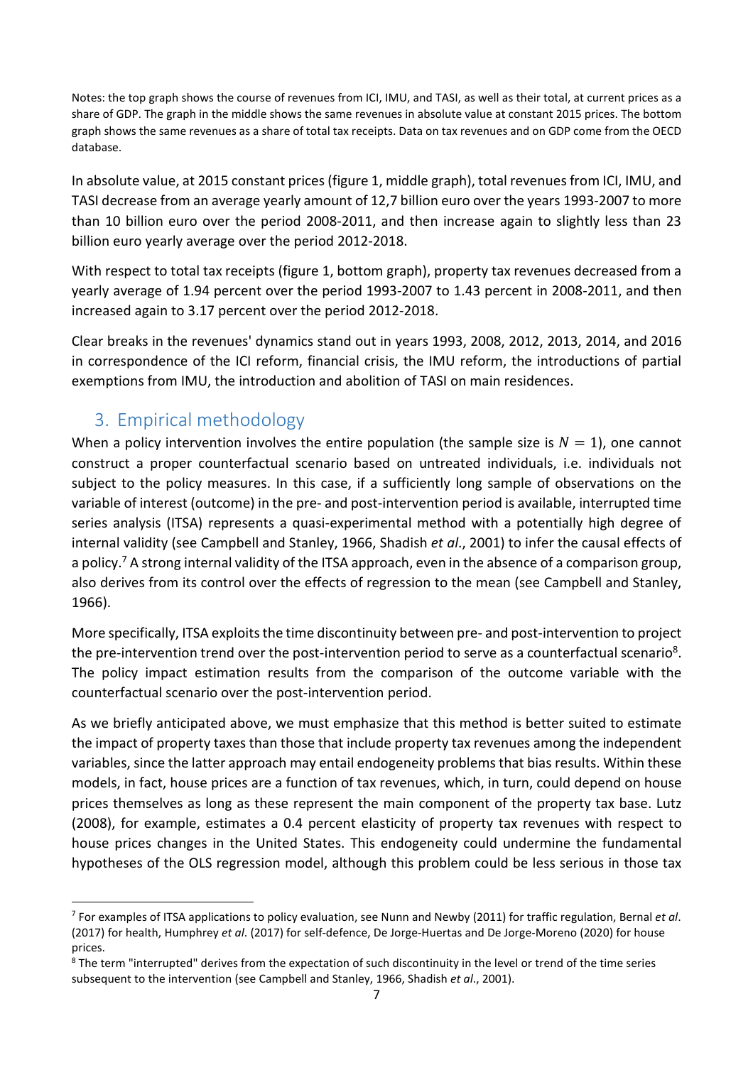Notes: the top graph shows the course of revenues from ICI, IMU, and TASI, as well as their total, at current prices as a share of GDP. The graph in the middle shows the same revenues in absolute value at constant 2015 prices. The bottom graph shows the same revenues as a share of total tax receipts. Data on tax revenues and on GDP come from the OECD database.

In absolute value, at 2015 constant prices (figure 1, middle graph), total revenues from ICI, IMU, and TASI decrease from an average yearly amount of 12,7 billion euro over the years 1993-2007 to more than 10 billion euro over the period 2008-2011, and then increase again to slightly less than 23 billion euro yearly average over the period 2012-2018.

With respect to total tax receipts (figure 1, bottom graph), property tax revenues decreased from a yearly average of 1.94 percent over the period 1993-2007 to 1.43 percent in 2008-2011, and then increased again to 3.17 percent over the period 2012-2018.

Clear breaks in the revenues' dynamics stand out in years 1993, 2008, 2012, 2013, 2014, and 2016 in correspondence of the ICI reform, financial crisis, the IMU reform, the introductions of partial exemptions from IMU, the introduction and abolition of TASI on main residences.

## 3. Empirical methodology

When a policy intervention involves the entire population (the sample size is $N = 1$), one cannot construct a proper counterfactual scenario based on untreated individuals, i.e. individuals not subject to the policy measures. In this case, if a sufficiently long sample of observations on the variable of interest (outcome) in the pre- and post-intervention period is available, interrupted time series analysis (ITSA) represents a quasi-experimental method with a potentially high degree of internal validity (see Campbell and Stanley, 1966, Shadish *et al*., 2001) to infer the causal effects of a policy.[7] A strong internal validity of the ITSA approach, even in the absence of a comparison group, also derives from its control over the effects of regression to the mean (see Campbell and Stanley, 1966).

More specifically, ITSA exploits the time discontinuity between pre- and post-intervention to project the pre-intervention trend over the post-intervention period to serve as a counterfactual scenario[8]. The policy impact estimation results from the comparison of the outcome variable with the counterfactual scenario over the post-intervention period.

As we briefly anticipated above, we must emphasize that this method is better suited to estimate the impact of property taxes than those that include property tax revenues among the independent variables, since the latter approach may entail endogeneity problems that bias results. Within these models, in fact, house prices are a function of tax revenues, which, in turn, could depend on house prices themselves as long as these represent the main component of the property tax base. Lutz (2008), for example, estimates a 0.4 percent elasticity of property tax revenues with respect to house prices changes in the United States. This endogeneity could undermine the fundamental hypotheses of the OLS regression model, although this problem could be less serious in those tax

[7] For examples of ITSA applications to policy evaluation, see Nunn and Newby (2011) for traffic regulation, Bernal *et al*. (2017) for health, Humphrey *et al*. (2017) for self-defence, De Jorge-Huertas and De Jorge-Moreno (2020) for house prices.

[8] The term "interrupted" derives from the expectation of such discontinuity in the level or trend of the time series subsequent to the intervention (see Campbell and Stanley, 1966, Shadish *et al*., 2001).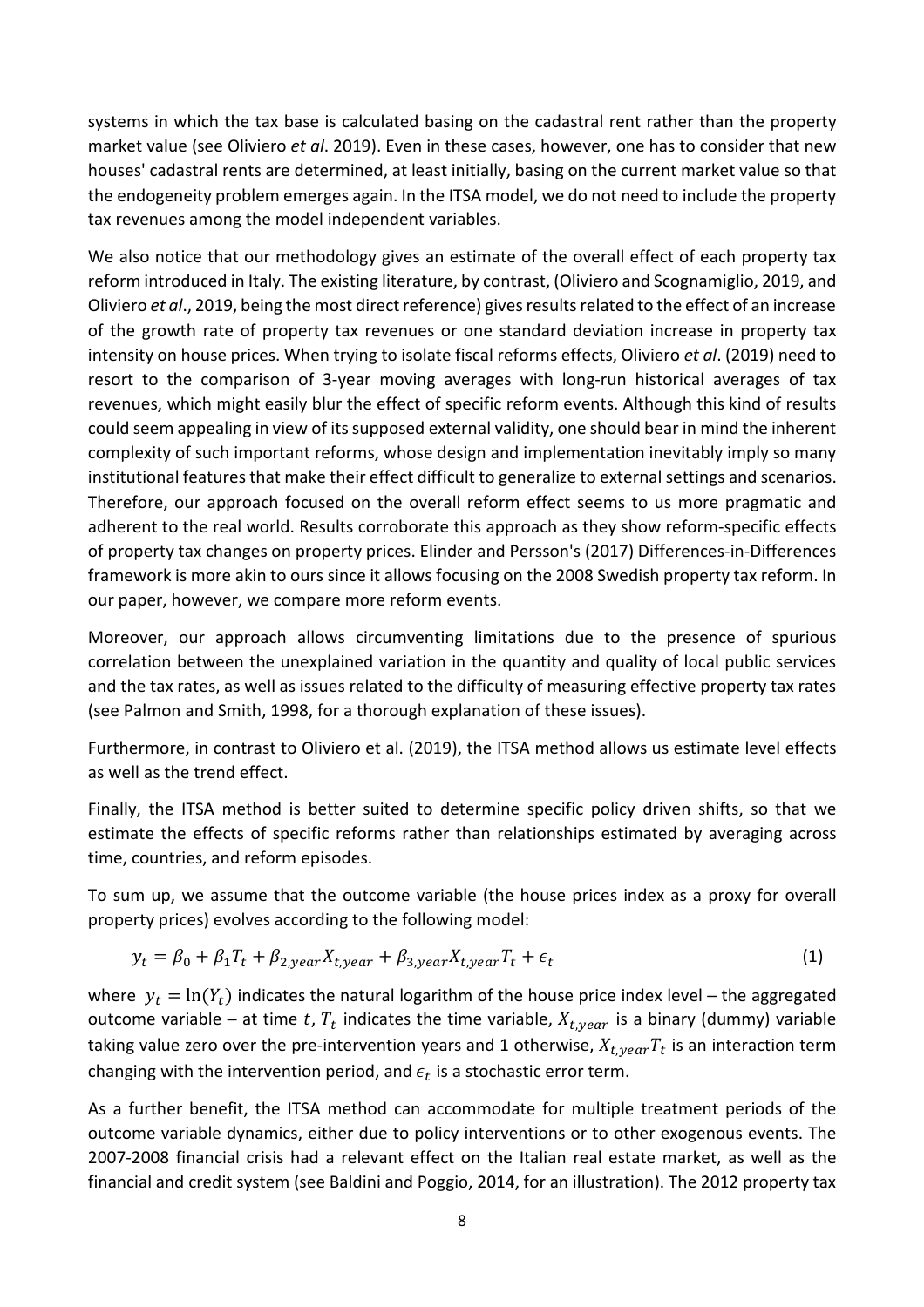systems in which the tax base is calculated basing on the cadastral rent rather than the property market value (see Oliviero *et al*. 2019). Even in these cases, however, one has to consider that new houses' cadastral rents are determined, at least initially, basing on the current market value so that the endogeneity problem emerges again. In the ITSA model, we do not need to include the property tax revenues among the model independent variables.

We also notice that our methodology gives an estimate of the overall effect of each property tax reform introduced in Italy. The existing literature, by contrast, (Oliviero and Scognamiglio, 2019, and Oliviero *et al*., 2019, being the most direct reference) gives results related to the effect of an increase of the growth rate of property tax revenues or one standard deviation increase in property tax intensity on house prices. When trying to isolate fiscal reforms effects, Oliviero *et al*. (2019) need to resort to the comparison of 3-year moving averages with long-run historical averages of tax revenues, which might easily blur the effect of specific reform events. Although this kind of results could seem appealing in view of its supposed external validity, one should bear in mind the inherent complexity of such important reforms, whose design and implementation inevitably imply so many institutional features that make their effect difficult to generalize to external settings and scenarios. Therefore, our approach focused on the overall reform effect seems to us more pragmatic and adherent to the real world. Results corroborate this approach as they show reform-specific effects of property tax changes on property prices. Elinder and Persson's (2017) Differences-in-Differences framework is more akin to ours since it allows focusing on the 2008 Swedish property tax reform. In our paper, however, we compare more reform events.

Moreover, our approach allows circumventing limitations due to the presence of spurious correlation between the unexplained variation in the quantity and quality of local public services and the tax rates, as well as issues related to the difficulty of measuring effective property tax rates (see Palmon and Smith, 1998, for a thorough explanation of these issues).

Furthermore, in contrast to Oliviero et al. (2019), the ITSA method allows us estimate level effects as well as the trend effect.

Finally, the ITSA method is better suited to determine specific policy driven shifts, so that we estimate the effects of specific reforms rather than relationships estimated by averaging across time, countries, and reform episodes.

To sum up, we assume that the outcome variable (the house prices index as a proxy for overall property prices) evolves according to the following model:

$$y_t = \beta_0 + \beta_1 T_t + \beta_{2,year} X_{t,year} + \beta_{3,year} X_{t,year} T_t + \epsilon_t \tag{1}$$

where $y_t = \ln(Y_t)$ indicates the natural logarithm of the house price index level – the aggregated outcome variable – at time $t$, $T_t$ indicates the time variable, $X_{t,year}$ is a binary (dummy) variable taking value zero over the pre-intervention years and 1 otherwise, $X_{t,year}T_t$ is an interaction term changing with the intervention period, and $\epsilon_t$ is a stochastic error term.

As a further benefit, the ITSA method can accommodate for multiple treatment periods of the outcome variable dynamics, either due to policy interventions or to other exogenous events. The 2007-2008 financial crisis had a relevant effect on the Italian real estate market, as well as the financial and credit system (see Baldini and Poggio, 2014, for an illustration). The 2012 property tax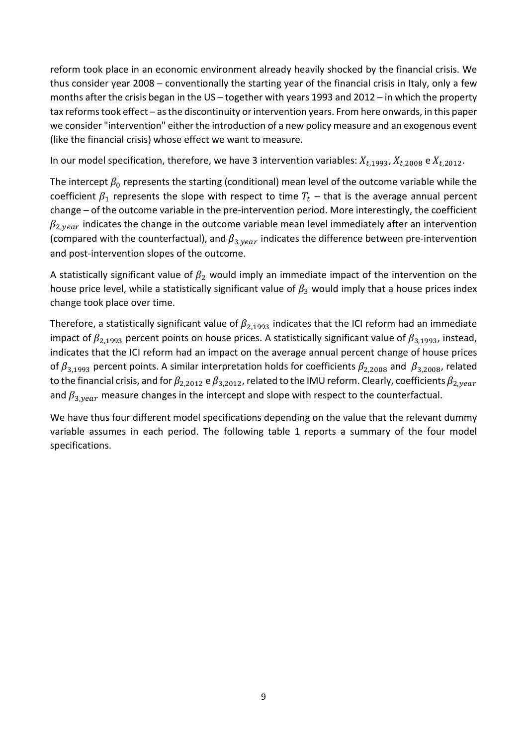reform took place in an economic environment already heavily shocked by the financial crisis. We thus consider year 2008 – conventionally the starting year of the financial crisis in Italy, only a few months after the crisis began in the US – together with years 1993 and 2012 – in which the property tax reforms took effect – as the discontinuity or intervention years. From here onwards, in this paper we consider "intervention" either the introduction of a new policy measure and an exogenous event (like the financial crisis) whose effect we want to measure.

In our model specification, therefore, we have 3 intervention variables: $X_{t,1993}$, $X_{t,2008}$ e $X_{t,2012}$.

The intercept $\beta_0$ represents the starting (conditional) mean level of the outcome variable while the coefficient $\beta_1$ represents the slope with respect to time $T_t$ – that is the average annual percent change – of the outcome variable in the pre-intervention period. More interestingly, the coefficient $\beta_{2,year}$ indicates the change in the outcome variable mean level immediately after an intervention (compared with the counterfactual), and $\beta_{3,year}$ indicates the difference between pre-intervention and post-intervention slopes of the outcome.

A statistically significant value of $\beta_2$ would imply an immediate impact of the intervention on the house price level, while a statistically significant value of $\beta_3$ would imply that a house prices index change took place over time.

Therefore, a statistically significant value of $\beta_{2,1993}$ indicates that the ICI reform had an immediate impact of $\beta_{2,1993}$ percent points on house prices. A statistically significant value of $\beta_{3,1993}$, instead, indicates that the ICI reform had an impact on the average annual percent change of house prices of $\beta_{3,1993}$ percent points. A similar interpretation holds for coefficients $\beta_{2,2008}$ and $\beta_{3,2008}$, related to the financial crisis, and for $\beta_{2,2012}$ e $\beta_{3,2012}$, related to the IMU reform. Clearly, coefficients $\beta_{2,year}$ and $\beta_{3,year}$ measure changes in the intercept and slope with respect to the counterfactual.

We have thus four different model specifications depending on the value that the relevant dummy variable assumes in each period. The following table 1 reports a summary of the four model specifications.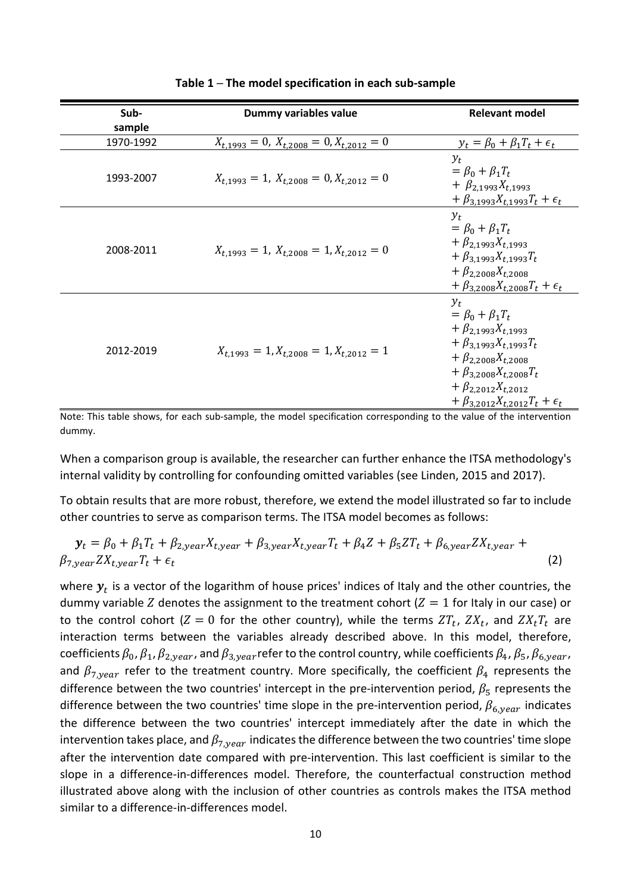**Table 1 – The model specification in each sub-sample**

| Sub-sample | Dummy variables value | Relevant model |
|---|---|---|
| 1970-1992 | $X_{t,1993} = 0,\ X_{t,2008} = 0, X_{t,2012} = 0$ | $y_t = \beta_0 + \beta_1 T_t + \epsilon_t$ |
| 1993-2007 | $X_{t,1993} = 1,\ X_{t,2008} = 0, X_{t,2012} = 0$ | $y_t = \beta_0 + \beta_1 T_t + \beta_{2,1993} X_{t,1993} + \beta_{3,1993} X_{t,1993} T_t + \epsilon_t$ |
| 2008-2011 | $X_{t,1993} = 1,\ X_{t,2008} = 1, X_{t,2012} = 0$ | $y_t = \beta_0 + \beta_1 T_t + \beta_{2,1993} X_{t,1993} + \beta_{3,1993} X_{t,1993} T_t + \beta_{2,2008} X_{t,2008} + \beta_{3,2008} X_{t,2008} T_t + \epsilon_t$ |
| 2012-2019 | $X_{t,1993} = 1, X_{t,2008} = 1, X_{t,2012} = 1$ | $y_t = \beta_0 + \beta_1 T_t + \beta_{2,1993} X_{t,1993} + \beta_{3,1993} X_{t,1993} T_t + \beta_{2,2008} X_{t,2008} + \beta_{3,2008} X_{t,2008} T_t + \beta_{2,2012} X_{t,2012} + \beta_{3,2012} X_{t,2012} T_t + \epsilon_t$ |

Note: This table shows, for each sub-sample, the model specification corresponding to the value of the intervention dummy.

When a comparison group is available, the researcher can further enhance the ITSA methodology's internal validity by controlling for confounding omitted variables (see Linden, 2015 and 2017).

To obtain results that are more robust, therefore, we extend the model illustrated so far to include other countries to serve as comparison terms. The ITSA model becomes as follows:

$$\boldsymbol{y}_t = \beta_0 + \beta_1 T_t + \beta_{2,year} X_{t,year} + \beta_{3,year} X_{t,year} T_t + \beta_4 Z + \beta_5 Z T_t + \beta_{6,year} Z X_{t,year} + \beta_{7,year} Z X_{t,year} T_t + \epsilon_t \tag{2}$$

where $\boldsymbol{y}_t$ is a vector of the logarithm of house prices' indices of Italy and the other countries, the dummy variable $Z$ denotes the assignment to the treatment cohort ($Z = 1$ for Italy in our case) or to the control cohort ($Z = 0$ for the other country), while the terms $ZT_t$, $ZX_t$, and $ZX_tT_t$ are interaction terms between the variables already described above. In this model, therefore, coefficients $\beta_0, \beta_1, \beta_{2,year}$, and $\beta_{3,year}$ refer to the control country, while coefficients $\beta_4$, $\beta_5$, $\beta_{6,year}$, and $\beta_{7,year}$ refer to the treatment country. More specifically, the coefficient $\beta_4$ represents the difference between the two countries' intercept in the pre-intervention period, $\beta_5$ represents the difference between the two countries' time slope in the pre-intervention period, $\beta_{6,year}$ indicates the difference between the two countries' intercept immediately after the date in which the intervention takes place, and $\beta_{7,year}$ indicates the difference between the two countries' time slope after the intervention date compared with pre-intervention. This last coefficient is similar to the slope in a difference-in-differences model. Therefore, the counterfactual construction method illustrated above along with the inclusion of other countries as controls makes the ITSA method similar to a difference-in-differences model.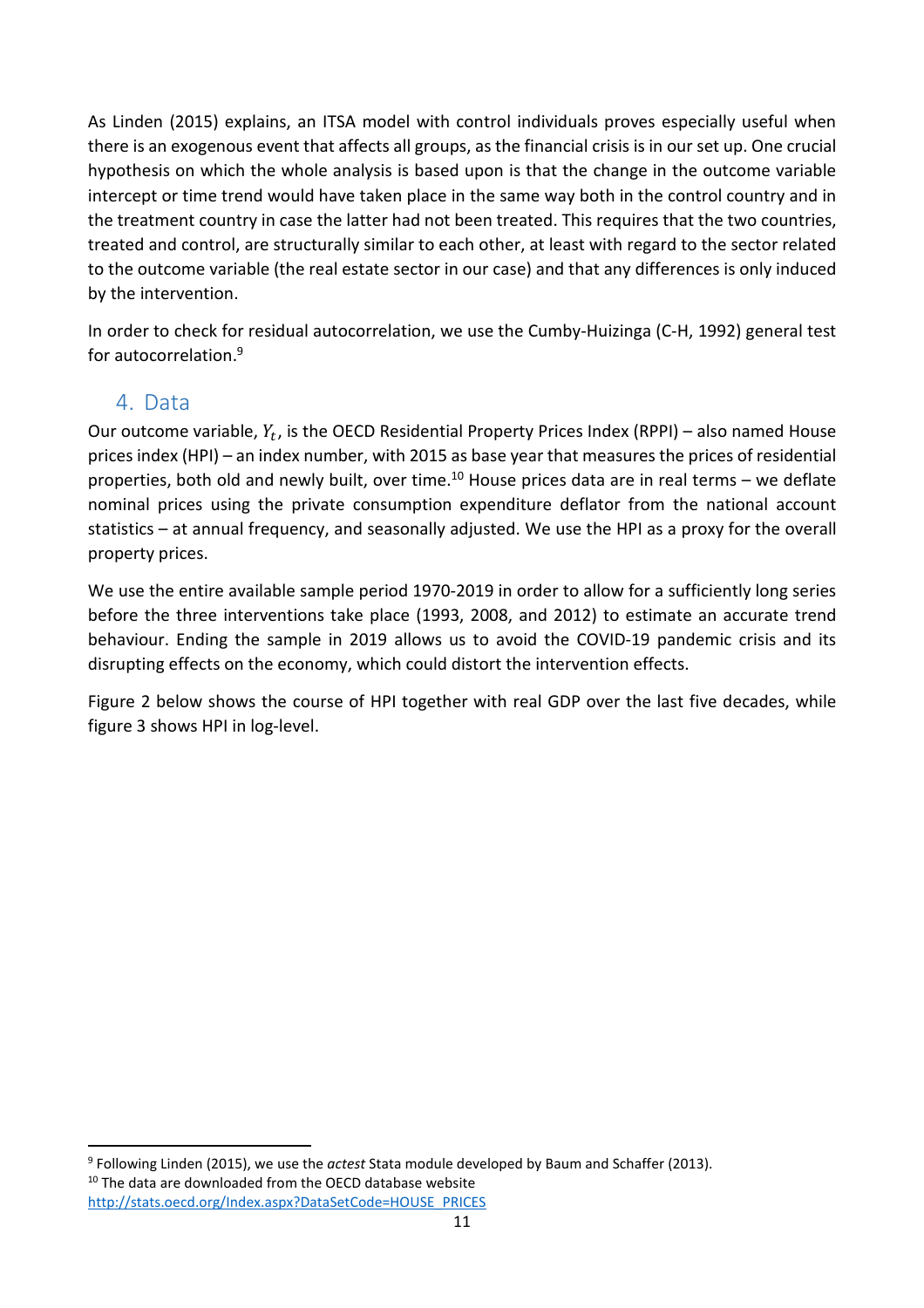As Linden (2015) explains, an ITSA model with control individuals proves especially useful when there is an exogenous event that affects all groups, as the financial crisis is in our set up. One crucial hypothesis on which the whole analysis is based upon is that the change in the outcome variable intercept or time trend would have taken place in the same way both in the control country and in the treatment country in case the latter had not been treated. This requires that the two countries, treated and control, are structurally similar to each other, at least with regard to the sector related to the outcome variable (the real estate sector in our case) and that any differences is only induced by the intervention.

In order to check for residual autocorrelation, we use the Cumby-Huizinga (C-H, 1992) general test for autocorrelation.[9]

## 4. Data

Our outcome variable, $Y_t$, is the OECD Residential Property Prices Index (RPPI) – also named House prices index (HPI) – an index number, with 2015 as base year that measures the prices of residential properties, both old and newly built, over time.[10] House prices data are in real terms – we deflate nominal prices using the private consumption expenditure deflator from the national account statistics – at annual frequency, and seasonally adjusted. We use the HPI as a proxy for the overall property prices.

We use the entire available sample period 1970-2019 in order to allow for a sufficiently long series before the three interventions take place (1993, 2008, and 2012) to estimate an accurate trend behaviour. Ending the sample in 2019 allows us to avoid the COVID-19 pandemic crisis and its disrupting effects on the economy, which could distort the intervention effects.

Figure 2 below shows the course of HPI together with real GDP over the last five decades, while figure 3 shows HPI in log-level.

[9] Following Linden (2015), we use the *actest* Stata module developed by Baum and Schaffer (2013).

[10] The data are downloaded from the OECD database website http://stats.oecd.org/Index.aspx?DataSetCode=HOUSE_PRICES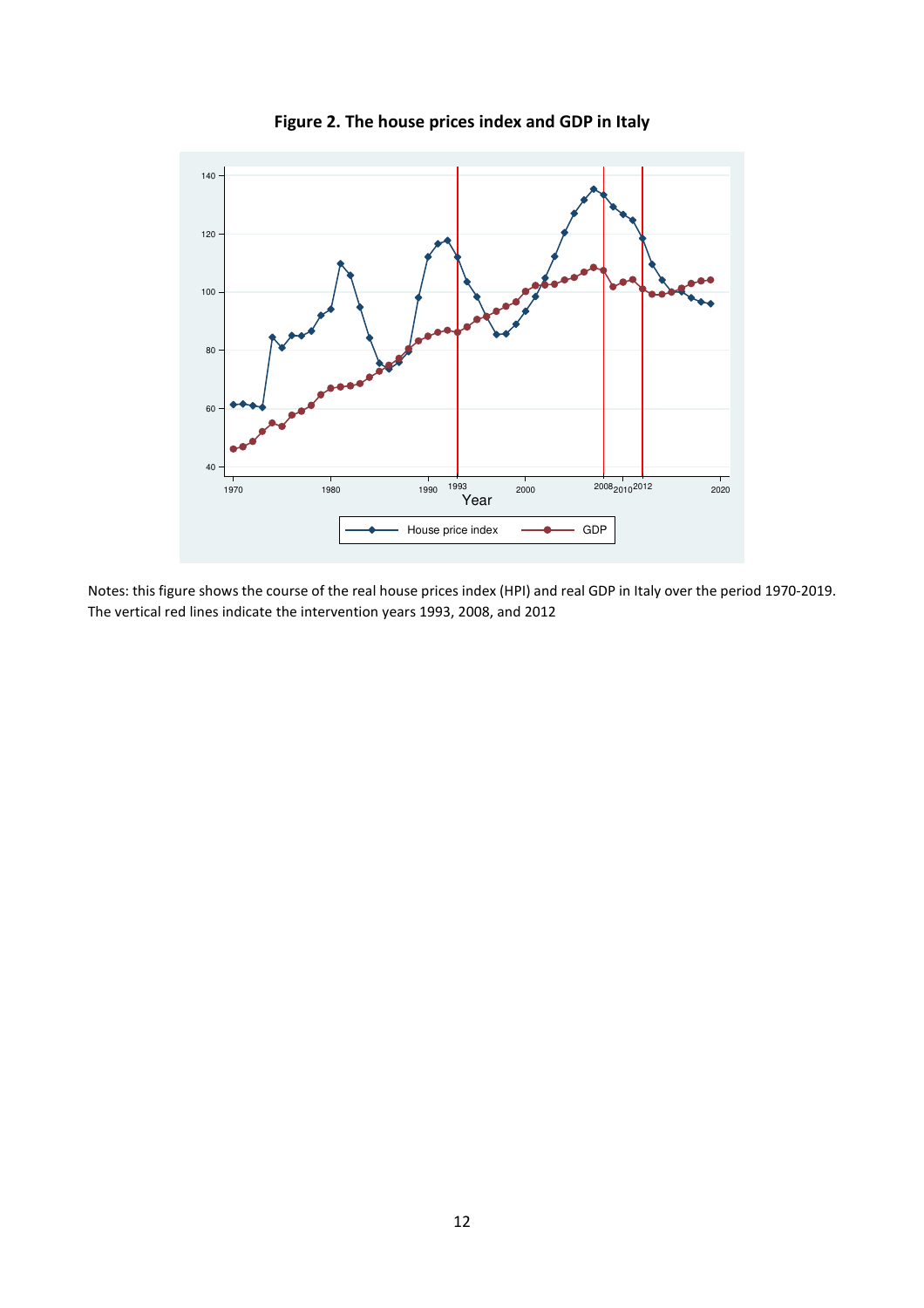**Figure 2. The house prices index and GDP in Italy**

Notes: this figure shows the course of the real house prices index (HPI) and real GDP in Italy over the period 1970-2019. The vertical red lines indicate the intervention years 1993, 2008, and 2012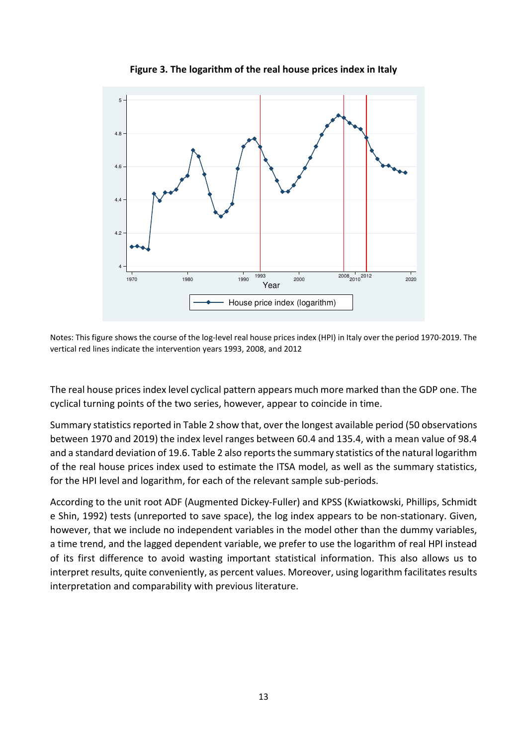**Figure 3. The logarithm of the real house prices index in Italy**

Notes: This figure shows the course of the log-level real house prices index (HPI) in Italy over the period 1970-2019. The vertical red lines indicate the intervention years 1993, 2008, and 2012

The real house prices index level cyclical pattern appears much more marked than the GDP one. The cyclical turning points of the two series, however, appear to coincide in time.

Summary statistics reported in Table 2 show that, over the longest available period (50 observations between 1970 and 2019) the index level ranges between 60.4 and 135.4, with a mean value of 98.4 and a standard deviation of 19.6. Table 2 also reports the summary statistics of the natural logarithm of the real house prices index used to estimate the ITSA model, as well as the summary statistics, for the HPI level and logarithm, for each of the relevant sample sub-periods.

According to the unit root ADF (Augmented Dickey-Fuller) and KPSS (Kwiatkowski, Phillips, Schmidt e Shin, 1992) tests (unreported to save space), the log index appears to be non-stationary. Given, however, that we include no independent variables in the model other than the dummy variables, a time trend, and the lagged dependent variable, we prefer to use the logarithm of real HPI instead of its first difference to avoid wasting important statistical information. This also allows us to interpret results, quite conveniently, as percent values. Moreover, using logarithm facilitates results interpretation and comparability with previous literature.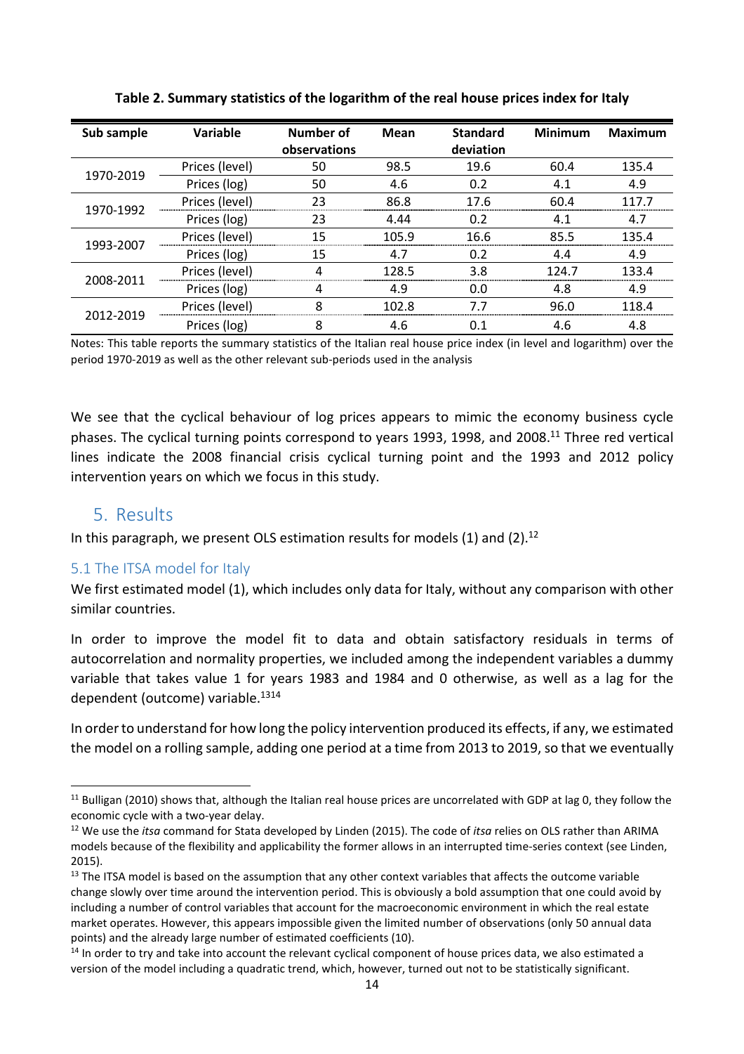**Table 2. Summary statistics of the logarithm of the real house prices index for Italy**

| Sub sample | Variable | Number of observations | Mean | Standard deviation | Minimum | Maximum |
|---|---|---|---|---|---|---|
| 1970-2019 | Prices (level) | 50 | 98.5 | 19.6 | 60.4 | 135.4 |
| | Prices (log) | 50 | 4.6 | 0.2 | 4.1 | 4.9 |
| 1970-1992 | Prices (level) | 23 | 86.8 | 17.6 | 60.4 | 117.7 |
| | Prices (log) | 23 | 4.44 | 0.2 | 4.1 | 4.7 |
| 1993-2007 | Prices (level) | 15 | 105.9 | 16.6 | 85.5 | 135.4 |
| | Prices (log) | 15 | 4.7 | 0.2 | 4.4 | 4.9 |
| 2008-2011 | Prices (level) | 4 | 128.5 | 3.8 | 124.7 | 133.4 |
| | Prices (log) | 4 | 4.9 | 0.0 | 4.8 | 4.9 |
| 2012-2019 | Prices (level) | 8 | 102.8 | 7.7 | 96.0 | 118.4 |
| | Prices (log) | 8 | 4.6 | 0.1 | 4.6 | 4.8 |

Notes: This table reports the summary statistics of the Italian real house price index (in level and logarithm) over the period 1970-2019 as well as the other relevant sub-periods used in the analysis

We see that the cyclical behaviour of log prices appears to mimic the economy business cycle phases. The cyclical turning points correspond to years 1993, 1998, and 2008.[11] Three red vertical lines indicate the 2008 financial crisis cyclical turning point and the 1993 and 2012 policy intervention years on which we focus in this study.

## 5. Results

In this paragraph, we present OLS estimation results for models (1) and (2).[12]

### 5.1 The ITSA model for Italy

We first estimated model (1), which includes only data for Italy, without any comparison with other similar countries.

In order to improve the model fit to data and obtain satisfactory residuals in terms of autocorrelation and normality properties, we included among the independent variables a dummy variable that takes value 1 for years 1983 and 1984 and 0 otherwise, as well as a lag for the dependent (outcome) variable.[13][14]

In order to understand for how long the policy intervention produced its effects, if any, we estimated the model on a rolling sample, adding one period at a time from 2013 to 2019, so that we eventually

[11] Bulligan (2010) shows that, although the Italian real house prices are uncorrelated with GDP at lag 0, they follow the economic cycle with a two-year delay.

[12] We use the *itsa* command for Stata developed by Linden (2015). The code of *itsa* relies on OLS rather than ARIMA models because of the flexibility and applicability the former allows in an interrupted time-series context (see Linden, 2015).

[13] The ITSA model is based on the assumption that any other context variables that affects the outcome variable change slowly over time around the intervention period. This is obviously a bold assumption that one could avoid by including a number of control variables that account for the macroeconomic environment in which the real estate market operates. However, this appears impossible given the limited number of observations (only 50 annual data points) and the already large number of estimated coefficients (10).

[14] In order to try and take into account the relevant cyclical component of house prices data, we also estimated a version of the model including a quadratic trend, which, however, turned out not to be statistically significant.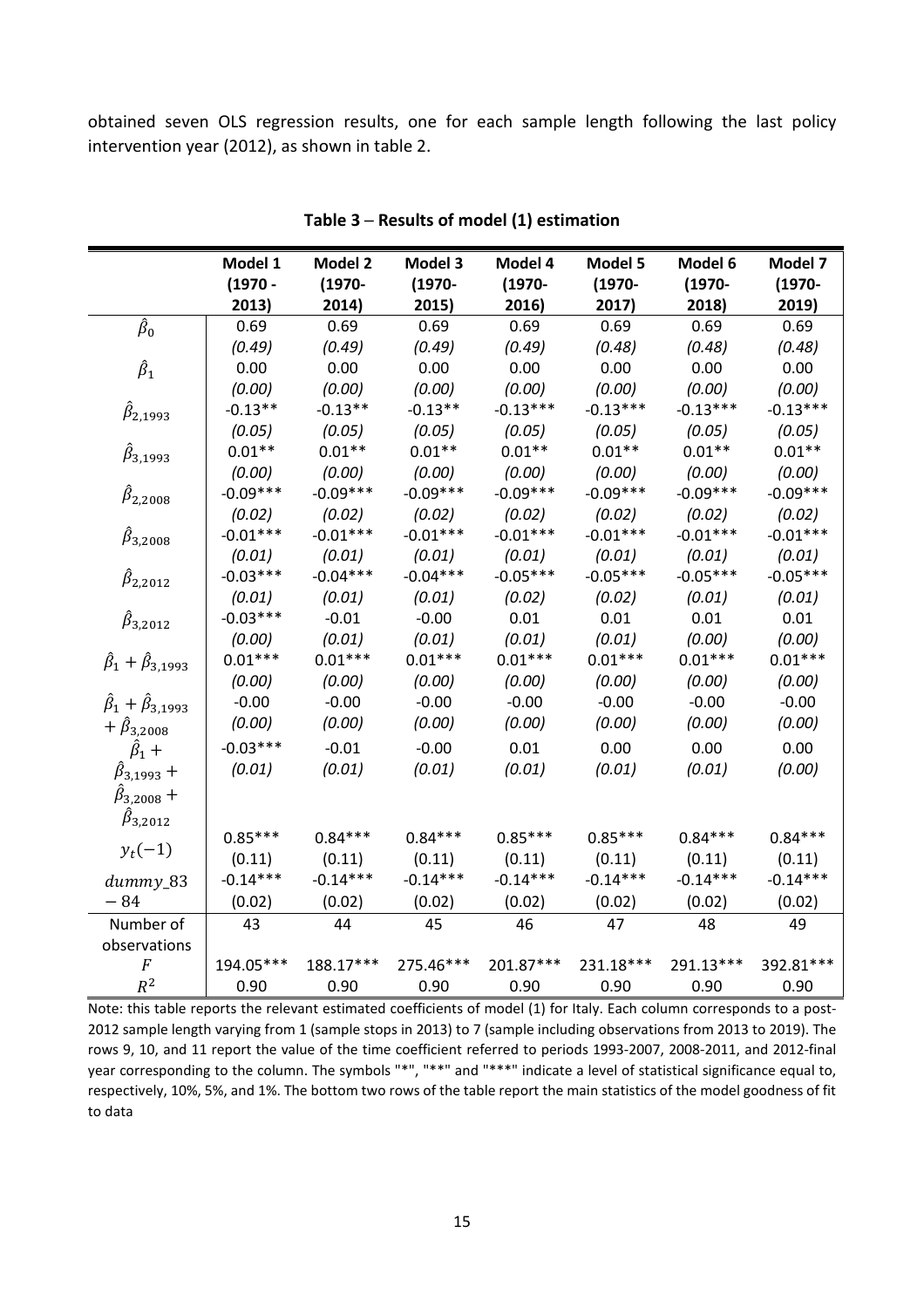obtained seven OLS regression results, one for each sample length following the last policy intervention year (2012), as shown in table 2.

**Table 3 – Results of model (1) estimation**

| | Model 1 (1970 - 2013) | Model 2 (1970-2014) | Model 3 (1970-2015) | Model 4 (1970-2016) | Model 5 (1970-2017) | Model 6 (1970-2018) | Model 7 (1970-2019) |
|---|---|---|---|---|---|---|---|
| $\hat{\beta}_0$ | 0.69 | 0.69 | 0.69 | 0.69 | 0.69 | 0.69 | 0.69 |
| | *(0.49)* | *(0.49)* | *(0.49)* | *(0.49)* | *(0.48)* | *(0.48)* | *(0.48)* |
| $\hat{\beta}_1$ | 0.00 | 0.00 | 0.00 | 0.00 | 0.00 | 0.00 | 0.00 |
| | *(0.00)* | *(0.00)* | *(0.00)* | *(0.00)* | *(0.00)* | *(0.00)* | *(0.00)* |
| $\hat{\beta}_{2,1993}$ | -0.13** | -0.13** | -0.13** | -0.13*** | -0.13*** | -0.13*** | -0.13*** |
| | *(0.05)* | *(0.05)* | *(0.05)* | *(0.05)* | *(0.05)* | *(0.05)* | *(0.05)* |
| $\hat{\beta}_{3,1993}$ | 0.01** | 0.01** | 0.01** | 0.01** | 0.01** | 0.01** | 0.01** |
| | *(0.00)* | *(0.00)* | *(0.00)* | *(0.00)* | *(0.00)* | *(0.00)* | *(0.00)* |
| $\hat{\beta}_{2,2008}$ | -0.09*** | -0.09*** | -0.09*** | -0.09*** | -0.09*** | -0.09*** | -0.09*** |
| | *(0.02)* | *(0.02)* | *(0.02)* | *(0.02)* | *(0.02)* | *(0.02)* | *(0.02)* |
| $\hat{\beta}_{3,2008}$ | -0.01*** | -0.01*** | -0.01*** | -0.01*** | -0.01*** | -0.01*** | -0.01*** |
| | *(0.01)* | *(0.01)* | *(0.01)* | *(0.01)* | *(0.01)* | *(0.01)* | *(0.01)* |
| $\hat{\beta}_{2,2012}$ | -0.03*** | -0.04*** | -0.04*** | -0.05*** | -0.05*** | -0.05*** | -0.05*** |
| | *(0.01)* | *(0.01)* | *(0.01)* | *(0.02)* | *(0.02)* | *(0.01)* | *(0.01)* |
| $\hat{\beta}_{3,2012}$ | -0.03*** | -0.01 | -0.00 | 0.01 | 0.01 | 0.01 | 0.01 |
| | *(0.00)* | *(0.01)* | *(0.01)* | *(0.01)* | *(0.01)* | *(0.00)* | *(0.00)* |
| $\hat{\beta}_1 + \hat{\beta}_{3,1993}$ | 0.01*** | 0.01*** | 0.01*** | 0.01*** | 0.01*** | 0.01*** | 0.01*** |
| | *(0.00)* | *(0.00)* | *(0.00)* | *(0.00)* | *(0.00)* | *(0.00)* | *(0.00)* |
| $\hat{\beta}_1 + \hat{\beta}_{3,1993} + \hat{\beta}_{3,2008}$ | -0.00 | -0.00 | -0.00 | -0.00 | -0.00 | -0.00 | -0.00 |
| | *(0.00)* | *(0.00)* | *(0.00)* | *(0.00)* | *(0.00)* | *(0.00)* | *(0.00)* |
| $\hat{\beta}_1 + \hat{\beta}_{3,1993} + \hat{\beta}_{3,2008} + \hat{\beta}_{3,2012}$ | -0.03*** | -0.01 | -0.00 | 0.01 | 0.00 | 0.00 | 0.00 |
| | *(0.01)* | *(0.01)* | *(0.01)* | *(0.01)* | *(0.01)* | *(0.01)* | *(0.00)* |
| $y_t(-1)$ | 0.85*** | 0.84*** | 0.84*** | 0.85*** | 0.85*** | 0.84*** | 0.84*** |
| | (0.11) | (0.11) | (0.11) | (0.11) | (0.11) | (0.11) | (0.11) |
| $dummy\_83-84$ | -0.14*** | -0.14*** | -0.14*** | -0.14*** | -0.14*** | -0.14*** | -0.14*** |
| | (0.02) | (0.02) | (0.02) | (0.02) | (0.02) | (0.02) | (0.02) |
| Number of observations | 43 | 44 | 45 | 46 | 47 | 48 | 49 |
| $F$ | 194.05*** | 188.17*** | 275.46*** | 201.87*** | 231.18*** | 291.13*** | 392.81*** |
| $R^2$ | 0.90 | 0.90 | 0.90 | 0.90 | 0.90 | 0.90 | 0.90 |

Note: this table reports the relevant estimated coefficients of model (1) for Italy. Each column corresponds to a post-2012 sample length varying from 1 (sample stops in 2013) to 7 (sample including observations from 2013 to 2019). The rows 9, 10, and 11 report the value of the time coefficient referred to periods 1993-2007, 2008-2011, and 2012-final year corresponding to the column. The symbols "*", "**" and "***" indicate a level of statistical significance equal to, respectively, 10%, 5%, and 1%. The bottom two rows of the table report the main statistics of the model goodness of fit to data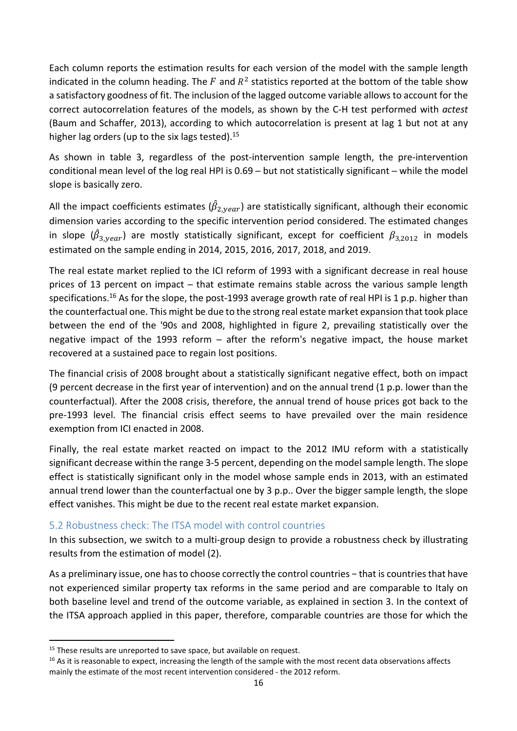Each column reports the estimation results for each version of the model with the sample length indicated in the column heading. The $F$ and $R^2$ statistics reported at the bottom of the table show a satisfactory goodness of fit. The inclusion of the lagged outcome variable allows to account for the correct autocorrelation features of the models, as shown by the C-H test performed with *actest* (Baum and Schaffer, 2013), according to which autocorrelation is present at lag 1 but not at any higher lag orders (up to the six lags tested).[15]

As shown in table 3, regardless of the post-intervention sample length, the pre-intervention conditional mean level of the log real HPI is 0.69 – but not statistically significant – while the model slope is basically zero.

All the impact coefficients estimates ($\hat{\beta}_{2,year}$) are statistically significant, although their economic dimension varies according to the specific intervention period considered. The estimated changes in slope ($\hat{\beta}_{3,year}$) are mostly statistically significant, except for coefficient $\beta_{3,2012}$ in models estimated on the sample ending in 2014, 2015, 2016, 2017, 2018, and 2019.

The real estate market replied to the ICI reform of 1993 with a significant decrease in real house prices of 13 percent on impact – that estimate remains stable across the various sample length specifications.[16] As for the slope, the post-1993 average growth rate of real HPI is 1 p.p. higher than the counterfactual one. This might be due to the strong real estate market expansion that took place between the end of the '90s and 2008, highlighted in figure 2, prevailing statistically over the negative impact of the 1993 reform – after the reform's negative impact, the house market recovered at a sustained pace to regain lost positions.

The financial crisis of 2008 brought about a statistically significant negative effect, both on impact (9 percent decrease in the first year of intervention) and on the annual trend (1 p.p. lower than the counterfactual). After the 2008 crisis, therefore, the annual trend of house prices got back to the pre-1993 level. The financial crisis effect seems to have prevailed over the main residence exemption from ICI enacted in 2008.

Finally, the real estate market reacted on impact to the 2012 IMU reform with a statistically significant decrease within the range 3-5 percent, depending on the model sample length. The slope effect is statistically significant only in the model whose sample ends in 2013, with an estimated annual trend lower than the counterfactual one by 3 p.p.. Over the bigger sample length, the slope effect vanishes. This might be due to the recent real estate market expansion.

## 5.2 Robustness check: The ITSA model with control countries

In this subsection, we switch to a multi-group design to provide a robustness check by illustrating results from the estimation of model (2).

As a preliminary issue, one has to choose correctly the control countries – that is countries that have not experienced similar property tax reforms in the same period and are comparable to Italy on both baseline level and trend of the outcome variable, as explained in section 3. In the context of the ITSA approach applied in this paper, therefore, comparable countries are those for which the

---

[15] These results are unreported to save space, but available on request.

[16] As it is reasonable to expect, increasing the length of the sample with the most recent data observations affects mainly the estimate of the most recent intervention considered - the 2012 reform.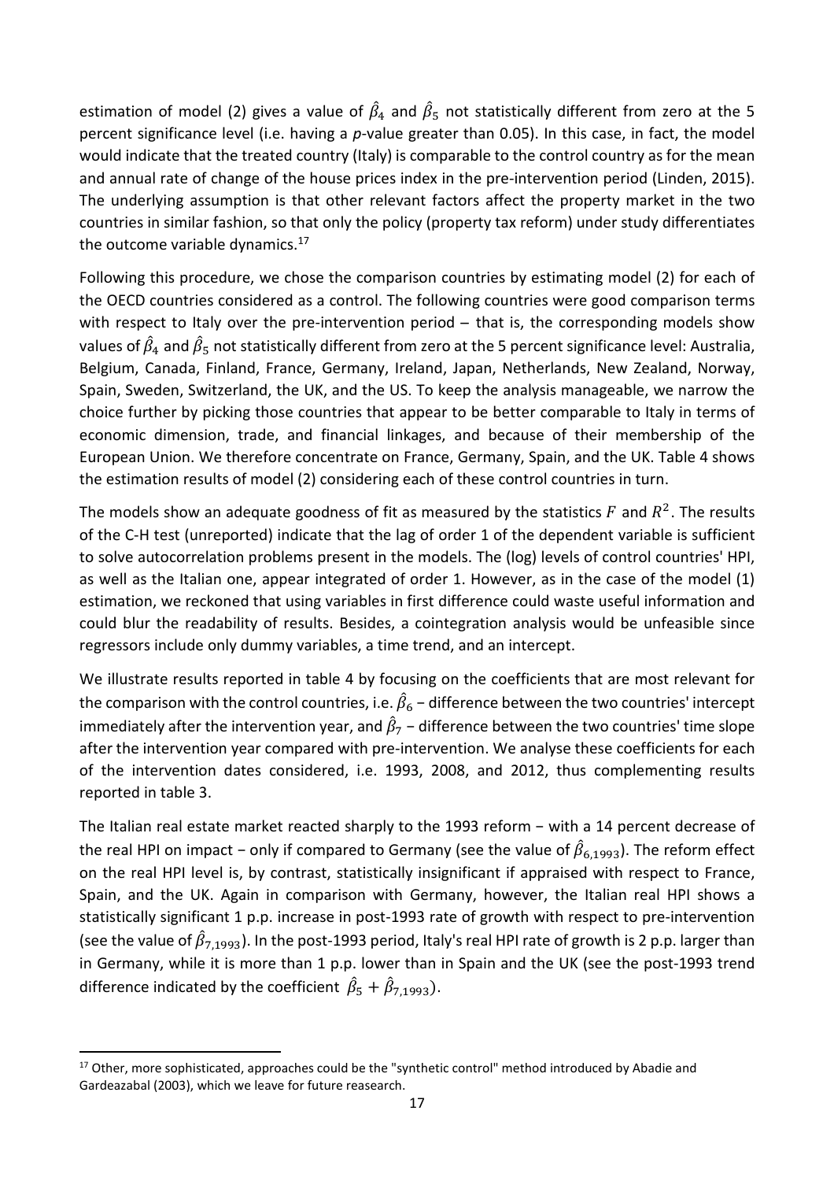estimation of model (2) gives a value of $\hat{\beta}_4$ and $\hat{\beta}_5$ not statistically different from zero at the 5 percent significance level (i.e. having a *p*-value greater than 0.05). In this case, in fact, the model would indicate that the treated country (Italy) is comparable to the control country as for the mean and annual rate of change of the house prices index in the pre-intervention period (Linden, 2015). The underlying assumption is that other relevant factors affect the property market in the two countries in similar fashion, so that only the policy (property tax reform) under study differentiates the outcome variable dynamics.[17]

Following this procedure, we chose the comparison countries by estimating model (2) for each of the OECD countries considered as a control. The following countries were good comparison terms with respect to Italy over the pre-intervention period – that is, the corresponding models show values of $\hat{\beta}_4$ and $\hat{\beta}_5$ not statistically different from zero at the 5 percent significance level: Australia, Belgium, Canada, Finland, France, Germany, Ireland, Japan, Netherlands, New Zealand, Norway, Spain, Sweden, Switzerland, the UK, and the US. To keep the analysis manageable, we narrow the choice further by picking those countries that appear to be better comparable to Italy in terms of economic dimension, trade, and financial linkages, and because of their membership of the European Union. We therefore concentrate on France, Germany, Spain, and the UK. Table 4 shows the estimation results of model (2) considering each of these control countries in turn.

The models show an adequate goodness of fit as measured by the statistics $F$ and $R^2$. The results of the C-H test (unreported) indicate that the lag of order 1 of the dependent variable is sufficient to solve autocorrelation problems present in the models. The (log) levels of control countries' HPI, as well as the Italian one, appear integrated of order 1. However, as in the case of the model (1) estimation, we reckoned that using variables in first difference could waste useful information and could blur the readability of results. Besides, a cointegration analysis would be unfeasible since regressors include only dummy variables, a time trend, and an intercept.

We illustrate results reported in table 4 by focusing on the coefficients that are most relevant for the comparison with the control countries, i.e. $\hat{\beta}_6$ – difference between the two countries' intercept immediately after the intervention year, and $\hat{\beta}_7$ – difference between the two countries' time slope after the intervention year compared with pre-intervention. We analyse these coefficients for each of the intervention dates considered, i.e. 1993, 2008, and 2012, thus complementing results reported in table 3.

The Italian real estate market reacted sharply to the 1993 reform – with a 14 percent decrease of the real HPI on impact – only if compared to Germany (see the value of $\hat{\beta}_{6,1993}$). The reform effect on the real HPI level is, by contrast, statistically insignificant if appraised with respect to France, Spain, and the UK. Again in comparison with Germany, however, the Italian real HPI shows a statistically significant 1 p.p. increase in post-1993 rate of growth with respect to pre-intervention (see the value of $\hat{\beta}_{7,1993}$). In the post-1993 period, Italy's real HPI rate of growth is 2 p.p. larger than in Germany, while it is more than 1 p.p. lower than in Spain and the UK (see the post-1993 trend difference indicated by the coefficient $\hat{\beta}_5 + \hat{\beta}_{7,1993}$).

[17] Other, more sophisticated, approaches could be the "synthetic control" method introduced by Abadie and Gardeazabal (2003), which we leave for future reasearch.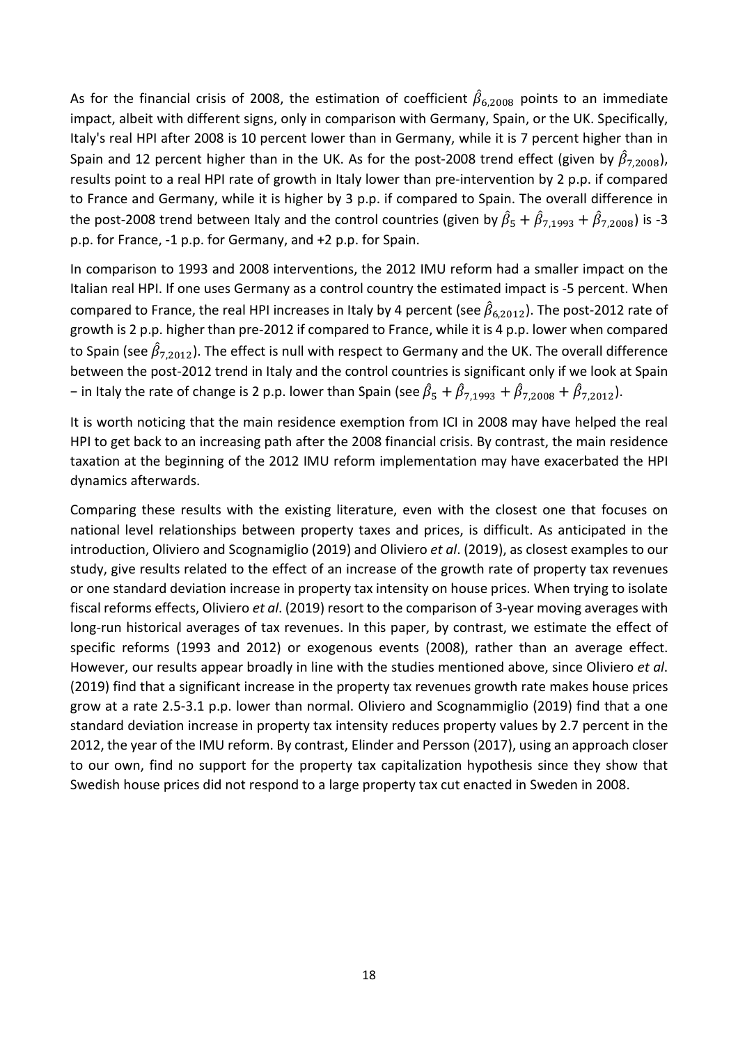As for the financial crisis of 2008, the estimation of coefficient $\hat{\beta}_{6,2008}$ points to an immediate impact, albeit with different signs, only in comparison with Germany, Spain, or the UK. Specifically, Italy's real HPI after 2008 is 10 percent lower than in Germany, while it is 7 percent higher than in Spain and 12 percent higher than in the UK. As for the post-2008 trend effect (given by $\hat{\beta}_{7,2008}$), results point to a real HPI rate of growth in Italy lower than pre-intervention by 2 p.p. if compared to France and Germany, while it is higher by 3 p.p. if compared to Spain. The overall difference in the post-2008 trend between Italy and the control countries (given by $\hat{\beta}_5 + \hat{\beta}_{7,1993} + \hat{\beta}_{7,2008}$) is -3 p.p. for France, -1 p.p. for Germany, and +2 p.p. for Spain.

In comparison to 1993 and 2008 interventions, the 2012 IMU reform had a smaller impact on the Italian real HPI. If one uses Germany as a control country the estimated impact is -5 percent. When compared to France, the real HPI increases in Italy by 4 percent (see $\hat{\beta}_{6,2012}$). The post-2012 rate of growth is 2 p.p. higher than pre-2012 if compared to France, while it is 4 p.p. lower when compared to Spain (see $\hat{\beta}_{7,2012}$). The effect is null with respect to Germany and the UK. The overall difference between the post-2012 trend in Italy and the control countries is significant only if we look at Spain − in Italy the rate of change is 2 p.p. lower than Spain (see $\hat{\beta}_5 + \hat{\beta}_{7,1993} + \hat{\beta}_{7,2008} + \hat{\beta}_{7,2012}$).

It is worth noticing that the main residence exemption from ICI in 2008 may have helped the real HPI to get back to an increasing path after the 2008 financial crisis. By contrast, the main residence taxation at the beginning of the 2012 IMU reform implementation may have exacerbated the HPI dynamics afterwards.

Comparing these results with the existing literature, even with the closest one that focuses on national level relationships between property taxes and prices, is difficult. As anticipated in the introduction, Oliviero and Scognamiglio (2019) and Oliviero *et al*. (2019), as closest examples to our study, give results related to the effect of an increase of the growth rate of property tax revenues or one standard deviation increase in property tax intensity on house prices. When trying to isolate fiscal reforms effects, Oliviero *et al*. (2019) resort to the comparison of 3-year moving averages with long-run historical averages of tax revenues. In this paper, by contrast, we estimate the effect of specific reforms (1993 and 2012) or exogenous events (2008), rather than an average effect. However, our results appear broadly in line with the studies mentioned above, since Oliviero *et al*. (2019) find that a significant increase in the property tax revenues growth rate makes house prices grow at a rate 2.5-3.1 p.p. lower than normal. Oliviero and Scognammiglio (2019) find that a one standard deviation increase in property tax intensity reduces property values by 2.7 percent in the 2012, the year of the IMU reform. By contrast, Elinder and Persson (2017), using an approach closer to our own, find no support for the property tax capitalization hypothesis since they show that Swedish house prices did not respond to a large property tax cut enacted in Sweden in 2008.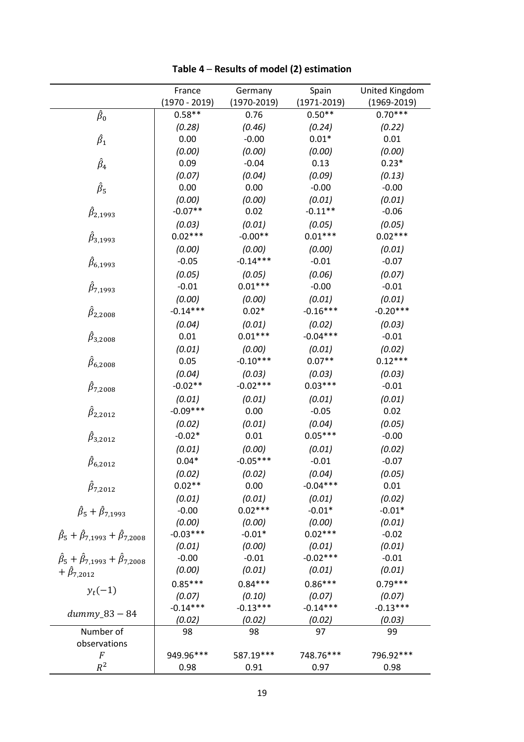**Table 4 – Results of model (2) estimation**

| | France (1970 - 2019) | Germany (1970-2019) | Spain (1971-2019) | United Kingdom (1969-2019) |
|---|---|---|---|---|
| $\hat{\beta}_0$ | 0.58** | 0.76 | 0.50** | 0.70*** |
| | *(0.28)* | *(0.46)* | *(0.24)* | *(0.22)* |
| $\hat{\beta}_1$ | 0.00 | -0.00 | 0.01* | 0.01 |
| | *(0.00)* | *(0.00)* | *(0.00)* | *(0.00)* |
| $\hat{\beta}_4$ | 0.09 | -0.04 | 0.13 | 0.23* |
| | *(0.07)* | *(0.04)* | *(0.09)* | *(0.13)* |
| $\hat{\beta}_5$ | 0.00 | 0.00 | -0.00 | -0.00 |
| | *(0.00)* | *(0.00)* | *(0.01)* | *(0.01)* |
| $\hat{\beta}_{2,1993}$ | -0.07** | 0.02 | -0.11** | -0.06 |
| | *(0.03)* | *(0.01)* | *(0.05)* | *(0.05)* |
| $\hat{\beta}_{3,1993}$ | 0.02*** | -0.00** | 0.01*** | 0.02*** |
| | *(0.00)* | *(0.00)* | *(0.00)* | *(0.01)* |
| $\hat{\beta}_{6,1993}$ | -0.05 | -0.14*** | -0.01 | -0.07 |
| | *(0.05)* | *(0.05)* | *(0.06)* | *(0.07)* |
| $\hat{\beta}_{7,1993}$ | -0.01 | 0.01*** | -0.00 | -0.01 |
| | *(0.00)* | *(0.00)* | *(0.01)* | *(0.01)* |
| $\hat{\beta}_{2,2008}$ | -0.14*** | 0.02* | -0.16*** | -0.20*** |
| | *(0.04)* | *(0.01)* | *(0.02)* | *(0.03)* |
| $\hat{\beta}_{3,2008}$ | 0.01 | 0.01*** | -0.04*** | -0.01 |
| | *(0.01)* | *(0.00)* | *(0.01)* | *(0.02)* |
| $\hat{\beta}_{6,2008}$ | 0.05 | -0.10*** | 0.07** | 0.12*** |
| | *(0.04)* | *(0.03)* | *(0.03)* | *(0.03)* |
| $\hat{\beta}_{7,2008}$ | -0.02** | -0.02*** | 0.03*** | -0.01 |
| | *(0.01)* | *(0.01)* | *(0.01)* | *(0.01)* |
| $\hat{\beta}_{2,2012}$ | -0.09*** | 0.00 | -0.05 | 0.02 |
| | *(0.02)* | *(0.01)* | *(0.04)* | *(0.05)* |
| $\hat{\beta}_{3,2012}$ | -0.02* | 0.01 | 0.05*** | -0.00 |
| | *(0.01)* | *(0.00)* | *(0.01)* | *(0.02)* |
| $\hat{\beta}_{6,2012}$ | 0.04* | -0.05*** | -0.01 | -0.07 |
| | *(0.02)* | *(0.02)* | *(0.04)* | *(0.05)* |
| $\hat{\beta}_{7,2012}$ | 0.02** | 0.00 | -0.04*** | 0.01 |
| | *(0.01)* | *(0.01)* | *(0.01)* | *(0.02)* |
| $\hat{\beta}_5 + \hat{\beta}_{7,1993}$ | -0.00 | 0.02*** | -0.01* | -0.01* |
| | *(0.00)* | *(0.00)* | *(0.00)* | *(0.01)* |
| $\hat{\beta}_5 + \hat{\beta}_{7,1993} + \hat{\beta}_{7,2008}$ | -0.03*** | -0.01* | 0.02*** | -0.02 |
| | *(0.01)* | *(0.00)* | *(0.01)* | *(0.01)* |
| $\hat{\beta}_5 + \hat{\beta}_{7,1993} + \hat{\beta}_{7,2008} + \hat{\beta}_{7,2012}$ | -0.00 | -0.01 | -0.02*** | -0.01 |
| | *(0.00)* | *(0.01)* | *(0.01)* | *(0.01)* |
| $y_t(-1)$ | 0.85*** | 0.84*** | 0.86*** | 0.79*** |
| | *(0.07)* | *(0.10)* | *(0.07)* | *(0.07)* |
| $dummy\_83-84$ | -0.14*** | -0.13*** | -0.14*** | -0.13*** |
| | *(0.02)* | *(0.02)* | *(0.02)* | *(0.03)* |
| Number of observations | 98 | 98 | 97 | 99 |
| $F$ | 949.96*** | 587.19*** | 748.76*** | 796.92*** |
| $R^2$ | 0.98 | 0.91 | 0.97 | 0.98 |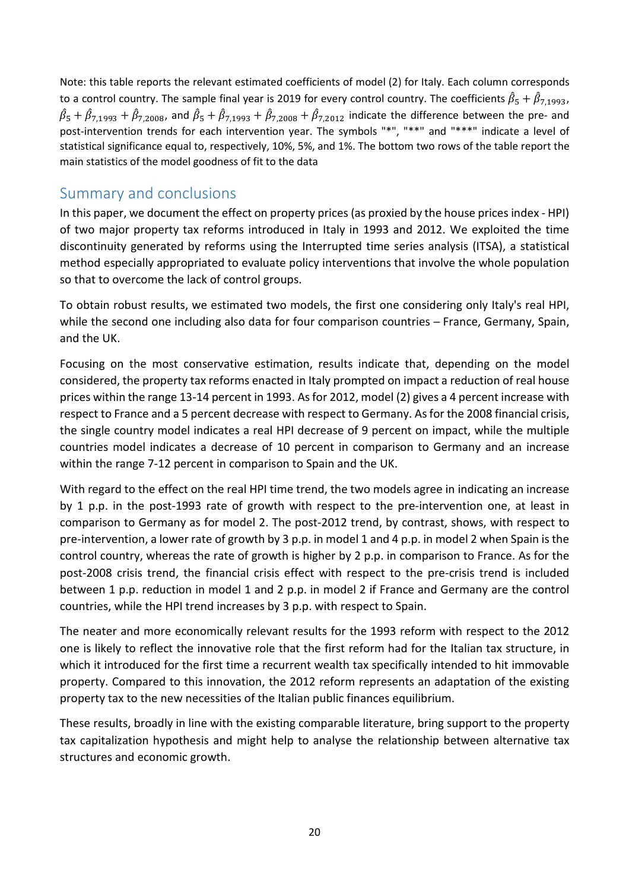Note: this table reports the relevant estimated coefficients of model (2) for Italy. Each column corresponds to a control country. The sample final year is 2019 for every control country. The coefficients $\hat{\beta}_5 + \hat{\beta}_{7,1993}$, $\hat{\beta}_5 + \hat{\beta}_{7,1993} + \hat{\beta}_{7,2008}$, and $\hat{\beta}_5 + \hat{\beta}_{7,1993} + \hat{\beta}_{7,2008} + \hat{\beta}_{7,2012}$ indicate the difference between the pre- and post-intervention trends for each intervention year. The symbols "*", "**" and "***" indicate a level of statistical significance equal to, respectively, 10%, 5%, and 1%. The bottom two rows of the table report the main statistics of the model goodness of fit to the data

## Summary and conclusions

In this paper, we document the effect on property prices (as proxied by the house prices index - HPI) of two major property tax reforms introduced in Italy in 1993 and 2012. We exploited the time discontinuity generated by reforms using the Interrupted time series analysis (ITSA), a statistical method especially appropriated to evaluate policy interventions that involve the whole population so that to overcome the lack of control groups.

To obtain robust results, we estimated two models, the first one considering only Italy's real HPI, while the second one including also data for four comparison countries – France, Germany, Spain, and the UK.

Focusing on the most conservative estimation, results indicate that, depending on the model considered, the property tax reforms enacted in Italy prompted on impact a reduction of real house prices within the range 13-14 percent in 1993. As for 2012, model (2) gives a 4 percent increase with respect to France and a 5 percent decrease with respect to Germany. As for the 2008 financial crisis, the single country model indicates a real HPI decrease of 9 percent on impact, while the multiple countries model indicates a decrease of 10 percent in comparison to Germany and an increase within the range 7-12 percent in comparison to Spain and the UK.

With regard to the effect on the real HPI time trend, the two models agree in indicating an increase by 1 p.p. in the post-1993 rate of growth with respect to the pre-intervention one, at least in comparison to Germany as for model 2. The post-2012 trend, by contrast, shows, with respect to pre-intervention, a lower rate of growth by 3 p.p. in model 1 and 4 p.p. in model 2 when Spain is the control country, whereas the rate of growth is higher by 2 p.p. in comparison to France. As for the post-2008 crisis trend, the financial crisis effect with respect to the pre-crisis trend is included between 1 p.p. reduction in model 1 and 2 p.p. in model 2 if France and Germany are the control countries, while the HPI trend increases by 3 p.p. with respect to Spain.

The neater and more economically relevant results for the 1993 reform with respect to the 2012 one is likely to reflect the innovative role that the first reform had for the Italian tax structure, in which it introduced for the first time a recurrent wealth tax specifically intended to hit immovable property. Compared to this innovation, the 2012 reform represents an adaptation of the existing property tax to the new necessities of the Italian public finances equilibrium.

These results, broadly in line with the existing comparable literature, bring support to the property tax capitalization hypothesis and might help to analyse the relationship between alternative tax structures and economic growth.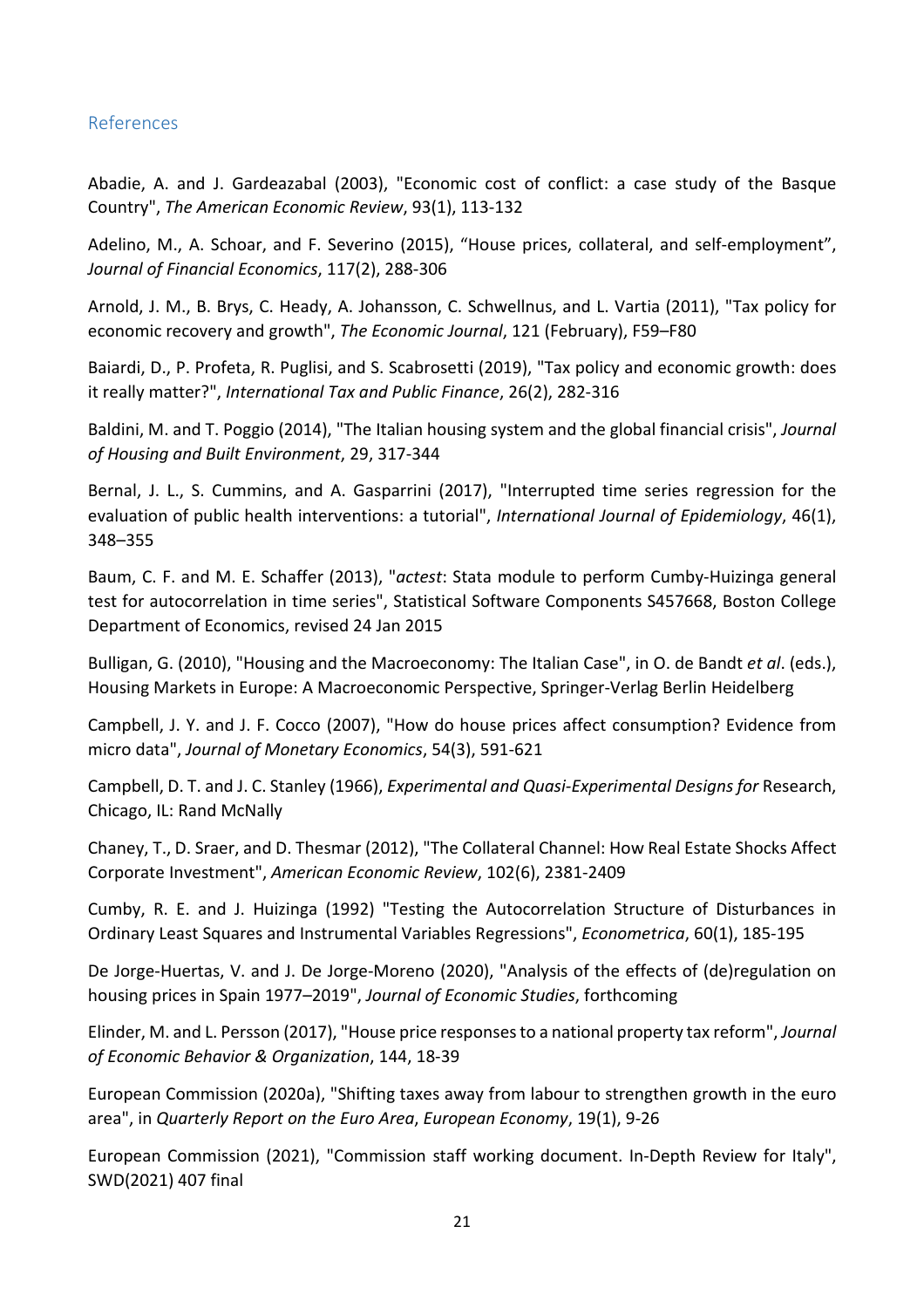## References

Abadie, A. and J. Gardeazabal (2003), "Economic cost of conflict: a case study of the Basque Country", *The American Economic Review*, 93(1), 113-132

Adelino, M., A. Schoar, and F. Severino (2015), "House prices, collateral, and self-employment", *Journal of Financial Economics*, 117(2), 288-306

Arnold, J. M., B. Brys, C. Heady, A. Johansson, C. Schwellnus, and L. Vartia (2011), "Tax policy for economic recovery and growth", *The Economic Journal*, 121 (February), F59–F80

Baiardi, D., P. Profeta, R. Puglisi, and S. Scabrosetti (2019), "Tax policy and economic growth: does it really matter?", *International Tax and Public Finance*, 26(2), 282-316

Baldini, M. and T. Poggio (2014), "The Italian housing system and the global financial crisis", *Journal of Housing and Built Environment*, 29, 317-344

Bernal, J. L., S. Cummins, and A. Gasparrini (2017), "Interrupted time series regression for the evaluation of public health interventions: a tutorial", *International Journal of Epidemiology*, 46(1), 348–355

Baum, C. F. and M. E. Schaffer (2013), "*actest*: Stata module to perform Cumby-Huizinga general test for autocorrelation in time series", Statistical Software Components S457668, Boston College Department of Economics, revised 24 Jan 2015

Bulligan, G. (2010), "Housing and the Macroeconomy: The Italian Case", in O. de Bandt *et al*. (eds.), Housing Markets in Europe: A Macroeconomic Perspective, Springer-Verlag Berlin Heidelberg

Campbell, J. Y. and J. F. Cocco (2007), "How do house prices affect consumption? Evidence from micro data", *Journal of Monetary Economics*, 54(3), 591-621

Campbell, D. T. and J. C. Stanley (1966), *Experimental and Quasi-Experimental Designs for* Research, Chicago, IL: Rand McNally

Chaney, T., D. Sraer, and D. Thesmar (2012), "The Collateral Channel: How Real Estate Shocks Affect Corporate Investment", *American Economic Review*, 102(6), 2381-2409

Cumby, R. E. and J. Huizinga (1992) "Testing the Autocorrelation Structure of Disturbances in Ordinary Least Squares and Instrumental Variables Regressions", *Econometrica*, 60(1), 185-195

De Jorge-Huertas, V. and J. De Jorge-Moreno (2020), "Analysis of the effects of (de)regulation on housing prices in Spain 1977–2019", *Journal of Economic Studies*, forthcoming

Elinder, M. and L. Persson (2017), "House price responses to a national property tax reform", *Journal of Economic Behavior & Organization*, 144, 18-39

European Commission (2020a), "Shifting taxes away from labour to strengthen growth in the euro area", in *Quarterly Report on the Euro Area*, *European Economy*, 19(1), 9-26

European Commission (2021), "Commission staff working document. In-Depth Review for Italy", SWD(2021) 407 final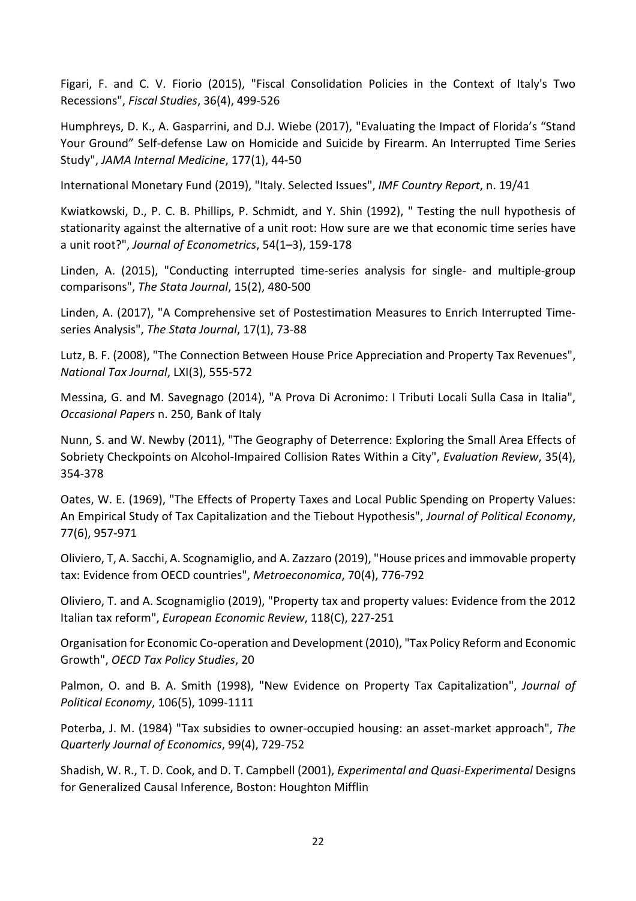Figari, F. and C. V. Fiorio (2015), "Fiscal Consolidation Policies in the Context of Italy's Two Recessions", *Fiscal Studies*, 36(4), 499-526

Humphreys, D. K., A. Gasparrini, and D.J. Wiebe (2017), "Evaluating the Impact of Florida's "Stand Your Ground" Self-defense Law on Homicide and Suicide by Firearm. An Interrupted Time Series Study", *JAMA Internal Medicine*, 177(1), 44-50

International Monetary Fund (2019), "Italy. Selected Issues", *IMF Country Report*, n. 19/41

Kwiatkowski, D., P. C. B. Phillips, P. Schmidt, and Y. Shin (1992), " Testing the null hypothesis of stationarity against the alternative of a unit root: How sure are we that economic time series have a unit root?", *Journal of Econometrics*, 54(1–3), 159-178

Linden, A. (2015), "Conducting interrupted time-series analysis for single- and multiple-group comparisons", *The Stata Journal*, 15(2), 480-500

Linden, A. (2017), "A Comprehensive set of Postestimation Measures to Enrich Interrupted Time-series Analysis", *The Stata Journal*, 17(1), 73-88

Lutz, B. F. (2008), "The Connection Between House Price Appreciation and Property Tax Revenues", *National Tax Journal*, LXI(3), 555-572

Messina, G. and M. Savegnago (2014), "A Prova Di Acronimo: I Tributi Locali Sulla Casa in Italia", *Occasional Papers* n. 250, Bank of Italy

Nunn, S. and W. Newby (2011), "The Geography of Deterrence: Exploring the Small Area Effects of Sobriety Checkpoints on Alcohol-Impaired Collision Rates Within a City", *Evaluation Review*, 35(4), 354-378

Oates, W. E. (1969), "The Effects of Property Taxes and Local Public Spending on Property Values: An Empirical Study of Tax Capitalization and the Tiebout Hypothesis", *Journal of Political Economy*, 77(6), 957-971

Oliviero, T, A. Sacchi, A. Scognamiglio, and A. Zazzaro (2019), "House prices and immovable property tax: Evidence from OECD countries", *Metroeconomica*, 70(4), 776-792

Oliviero, T. and A. Scognamiglio (2019), "Property tax and property values: Evidence from the 2012 Italian tax reform", *European Economic Review*, 118(C), 227-251

Organisation for Economic Co-operation and Development (2010), "Tax Policy Reform and Economic Growth", *OECD Tax Policy Studies*, 20

Palmon, O. and B. A. Smith (1998), "New Evidence on Property Tax Capitalization", *Journal of Political Economy*, 106(5), 1099-1111

Poterba, J. M. (1984) "Tax subsidies to owner-occupied housing: an asset-market approach", *The Quarterly Journal of Economics*, 99(4), 729-752

Shadish, W. R., T. D. Cook, and D. T. Campbell (2001), *Experimental and Quasi-Experimental* Designs for Generalized Causal Inference, Boston: Houghton Mifflin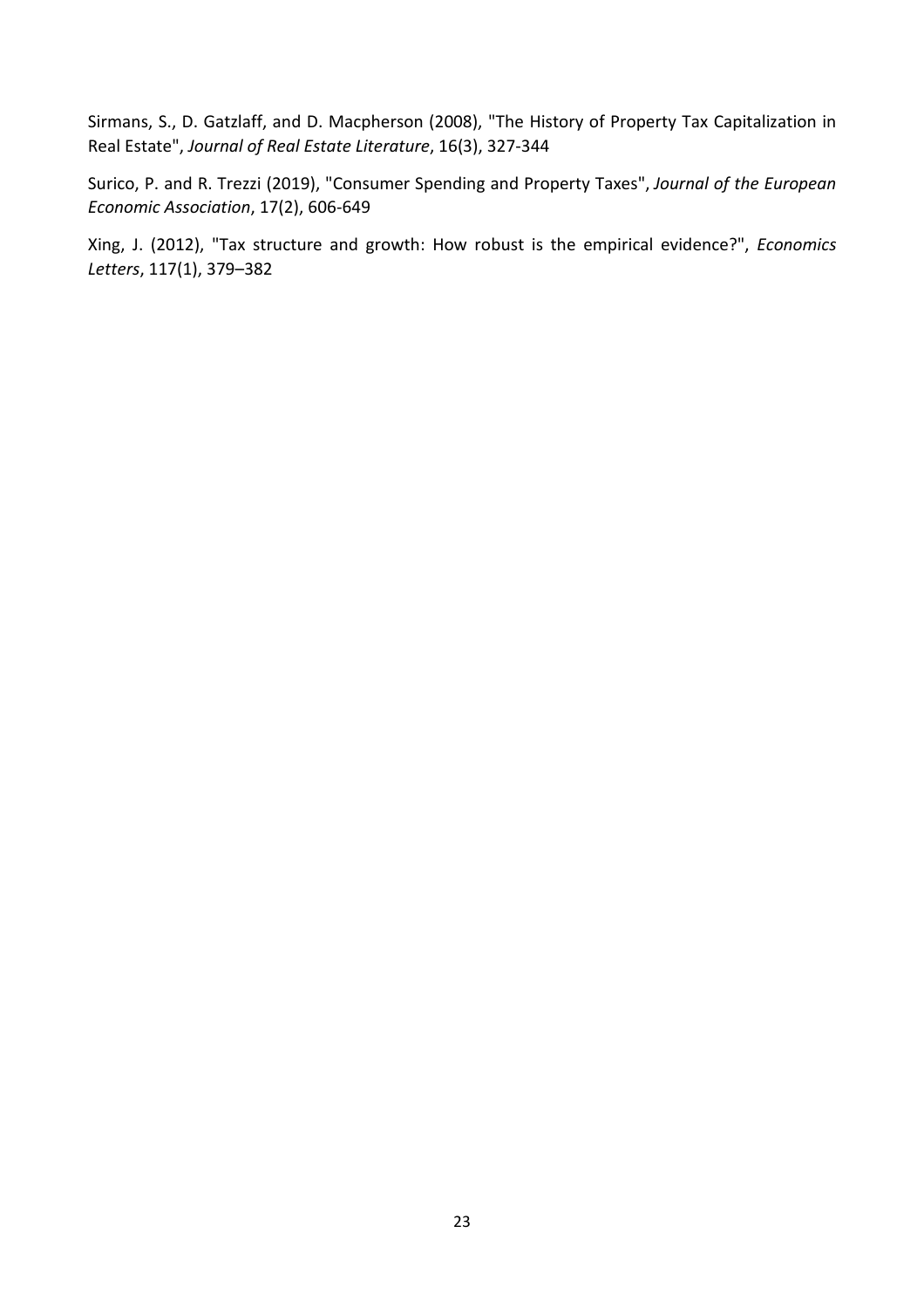Sirmans, S., D. Gatzlaff, and D. Macpherson (2008), "The History of Property Tax Capitalization in Real Estate", *Journal of Real Estate Literature*, 16(3), 327-344

Surico, P. and R. Trezzi (2019), "Consumer Spending and Property Taxes", *Journal of the European Economic Association*, 17(2), 606-649

Xing, J. (2012), "Tax structure and growth: How robust is the empirical evidence?", *Economics Letters*, 117(1), 379–382